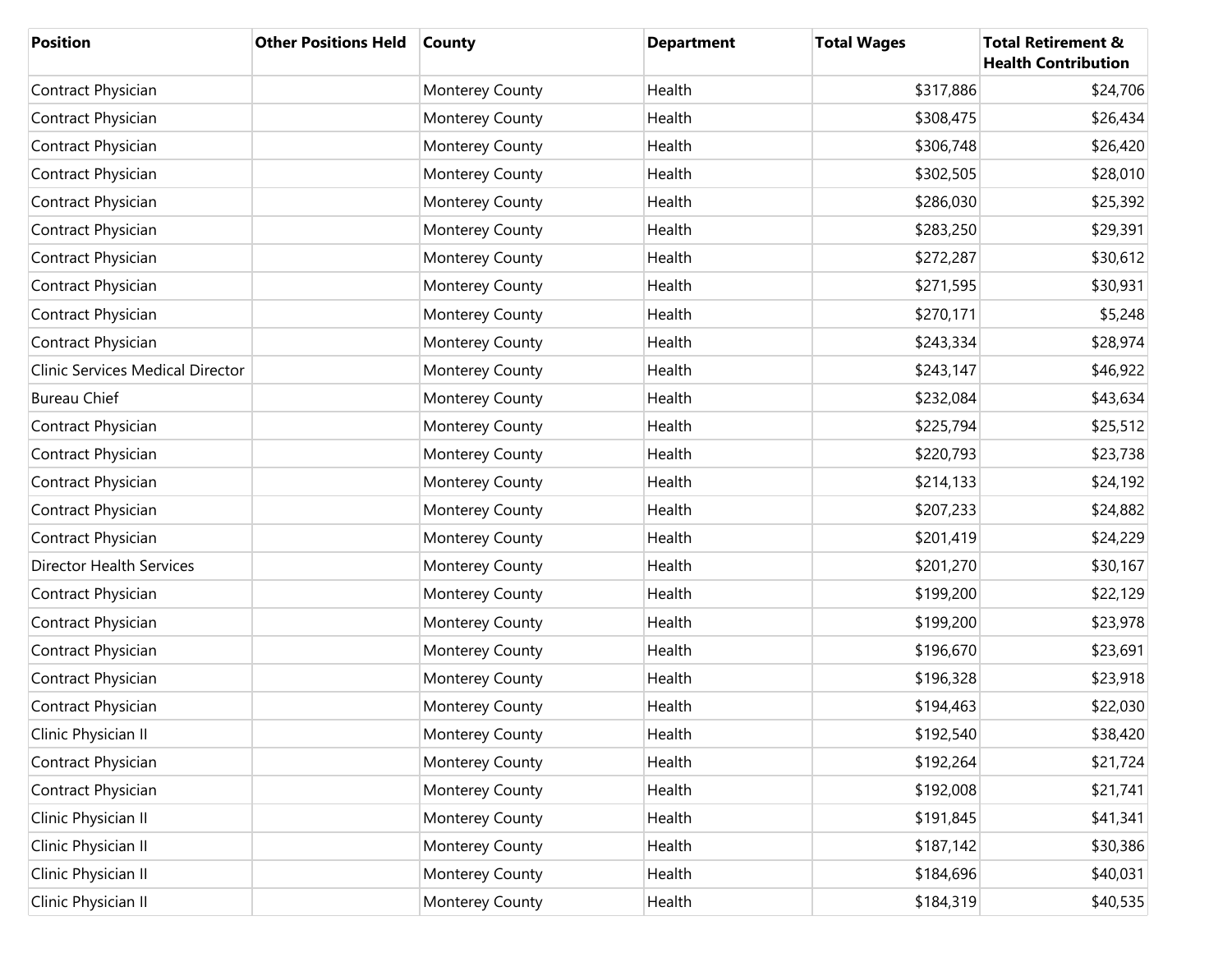| Position | Other Positions Held | County | Department | Total Wages | Total Retirement & Health Contribution |
|---|---|---|---|---|---|
| Contract Physician | | Monterey County | Health | $317,886 | $24,706 |
| Contract Physician | | Monterey County | Health | $308,475 | $26,434 |
| Contract Physician | | Monterey County | Health | $306,748 | $26,420 |
| Contract Physician | | Monterey County | Health | $302,505 | $28,010 |
| Contract Physician | | Monterey County | Health | $286,030 | $25,392 |
| Contract Physician | | Monterey County | Health | $283,250 | $29,391 |
| Contract Physician | | Monterey County | Health | $272,287 | $30,612 |
| Contract Physician | | Monterey County | Health | $271,595 | $30,931 |
| Contract Physician | | Monterey County | Health | $270,171 | $5,248 |
| Contract Physician | | Monterey County | Health | $243,334 | $28,974 |
| Clinic Services Medical Director | | Monterey County | Health | $243,147 | $46,922 |
| Bureau Chief | | Monterey County | Health | $232,084 | $43,634 |
| Contract Physician | | Monterey County | Health | $225,794 | $25,512 |
| Contract Physician | | Monterey County | Health | $220,793 | $23,738 |
| Contract Physician | | Monterey County | Health | $214,133 | $24,192 |
| Contract Physician | | Monterey County | Health | $207,233 | $24,882 |
| Contract Physician | | Monterey County | Health | $201,419 | $24,229 |
| Director Health Services | | Monterey County | Health | $201,270 | $30,167 |
| Contract Physician | | Monterey County | Health | $199,200 | $22,129 |
| Contract Physician | | Monterey County | Health | $199,200 | $23,978 |
| Contract Physician | | Monterey County | Health | $196,670 | $23,691 |
| Contract Physician | | Monterey County | Health | $196,328 | $23,918 |
| Contract Physician | | Monterey County | Health | $194,463 | $22,030 |
| Clinic Physician II | | Monterey County | Health | $192,540 | $38,420 |
| Contract Physician | | Monterey County | Health | $192,264 | $21,724 |
| Contract Physician | | Monterey County | Health | $192,008 | $21,741 |
| Clinic Physician II | | Monterey County | Health | $191,845 | $41,341 |
| Clinic Physician II | | Monterey County | Health | $187,142 | $30,386 |
| Clinic Physician II | | Monterey County | Health | $184,696 | $40,031 |
| Clinic Physician II | | Monterey County | Health | $184,319 | $40,535 |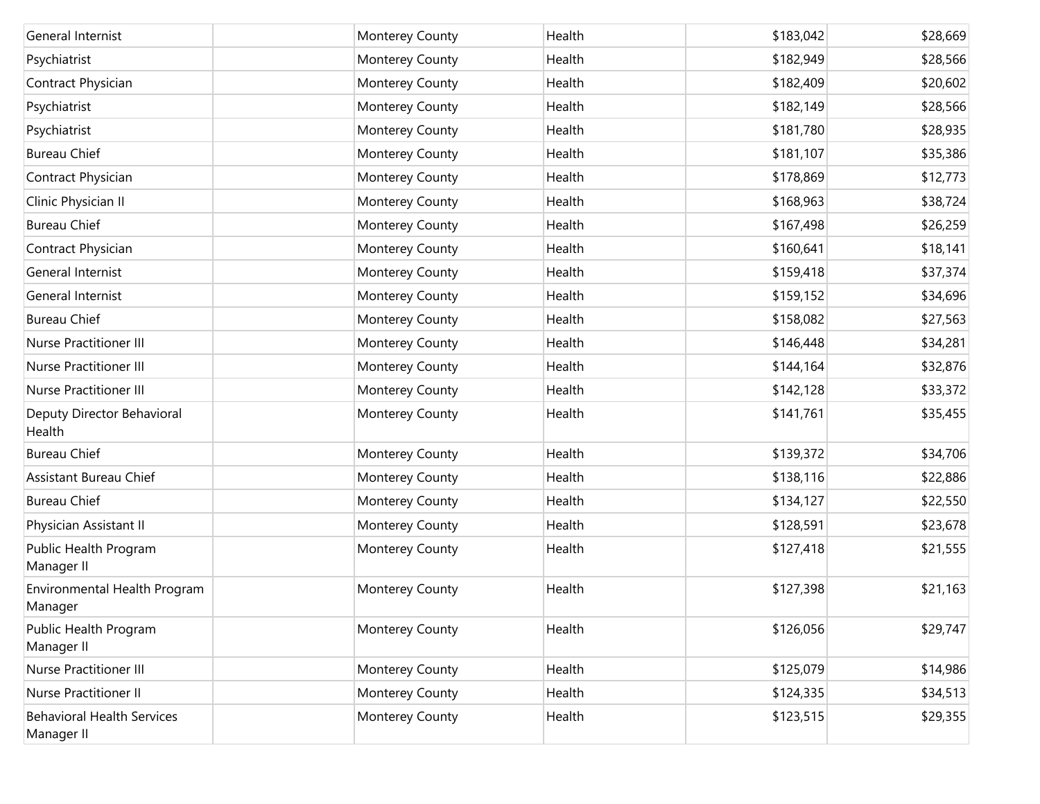| | | | | | |
|---|---|---|---|---|---|
| General Internist | | Monterey County | Health | $183,042 | $28,669 |
| Psychiatrist | | Monterey County | Health | $182,949 | $28,566 |
| Contract Physician | | Monterey County | Health | $182,409 | $20,602 |
| Psychiatrist | | Monterey County | Health | $182,149 | $28,566 |
| Psychiatrist | | Monterey County | Health | $181,780 | $28,935 |
| Bureau Chief | | Monterey County | Health | $181,107 | $35,386 |
| Contract Physician | | Monterey County | Health | $178,869 | $12,773 |
| Clinic Physician II | | Monterey County | Health | $168,963 | $38,724 |
| Bureau Chief | | Monterey County | Health | $167,498 | $26,259 |
| Contract Physician | | Monterey County | Health | $160,641 | $18,141 |
| General Internist | | Monterey County | Health | $159,418 | $37,374 |
| General Internist | | Monterey County | Health | $159,152 | $34,696 |
| Bureau Chief | | Monterey County | Health | $158,082 | $27,563 |
| Nurse Practitioner III | | Monterey County | Health | $146,448 | $34,281 |
| Nurse Practitioner III | | Monterey County | Health | $144,164 | $32,876 |
| Nurse Practitioner III | | Monterey County | Health | $142,128 | $33,372 |
| Deputy Director Behavioral Health | | Monterey County | Health | $141,761 | $35,455 |
| Bureau Chief | | Monterey County | Health | $139,372 | $34,706 |
| Assistant Bureau Chief | | Monterey County | Health | $138,116 | $22,886 |
| Bureau Chief | | Monterey County | Health | $134,127 | $22,550 |
| Physician Assistant II | | Monterey County | Health | $128,591 | $23,678 |
| Public Health Program Manager II | | Monterey County | Health | $127,418 | $21,555 |
| Environmental Health Program Manager | | Monterey County | Health | $127,398 | $21,163 |
| Public Health Program Manager II | | Monterey County | Health | $126,056 | $29,747 |
| Nurse Practitioner III | | Monterey County | Health | $125,079 | $14,986 |
| Nurse Practitioner II | | Monterey County | Health | $124,335 | $34,513 |
| Behavioral Health Services Manager II | | Monterey County | Health | $123,515 | $29,355 |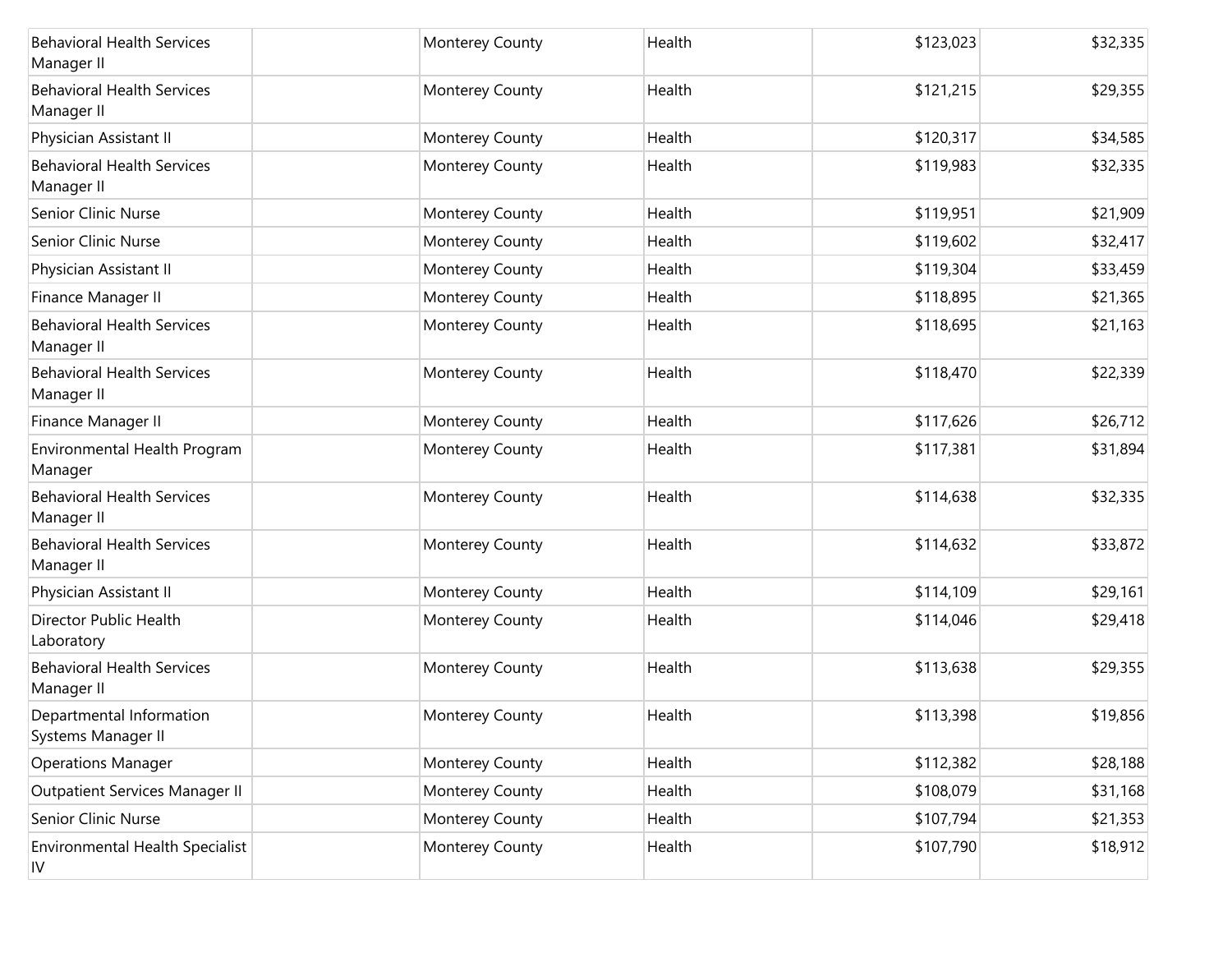| | | | | | |
|---|---|---|---|---|---|
| Behavioral Health Services Manager II | | Monterey County | Health | $123,023 | $32,335 |
| Behavioral Health Services Manager II | | Monterey County | Health | $121,215 | $29,355 |
| Physician Assistant II | | Monterey County | Health | $120,317 | $34,585 |
| Behavioral Health Services Manager II | | Monterey County | Health | $119,983 | $32,335 |
| Senior Clinic Nurse | | Monterey County | Health | $119,951 | $21,909 |
| Senior Clinic Nurse | | Monterey County | Health | $119,602 | $32,417 |
| Physician Assistant II | | Monterey County | Health | $119,304 | $33,459 |
| Finance Manager II | | Monterey County | Health | $118,895 | $21,365 |
| Behavioral Health Services Manager II | | Monterey County | Health | $118,695 | $21,163 |
| Behavioral Health Services Manager II | | Monterey County | Health | $118,470 | $22,339 |
| Finance Manager II | | Monterey County | Health | $117,626 | $26,712 |
| Environmental Health Program Manager | | Monterey County | Health | $117,381 | $31,894 |
| Behavioral Health Services Manager II | | Monterey County | Health | $114,638 | $32,335 |
| Behavioral Health Services Manager II | | Monterey County | Health | $114,632 | $33,872 |
| Physician Assistant II | | Monterey County | Health | $114,109 | $29,161 |
| Director Public Health Laboratory | | Monterey County | Health | $114,046 | $29,418 |
| Behavioral Health Services Manager II | | Monterey County | Health | $113,638 | $29,355 |
| Departmental Information Systems Manager II | | Monterey County | Health | $113,398 | $19,856 |
| Operations Manager | | Monterey County | Health | $112,382 | $28,188 |
| Outpatient Services Manager II | | Monterey County | Health | $108,079 | $31,168 |
| Senior Clinic Nurse | | Monterey County | Health | $107,794 | $21,353 |
| Environmental Health Specialist IV | | Monterey County | Health | $107,790 | $18,912 |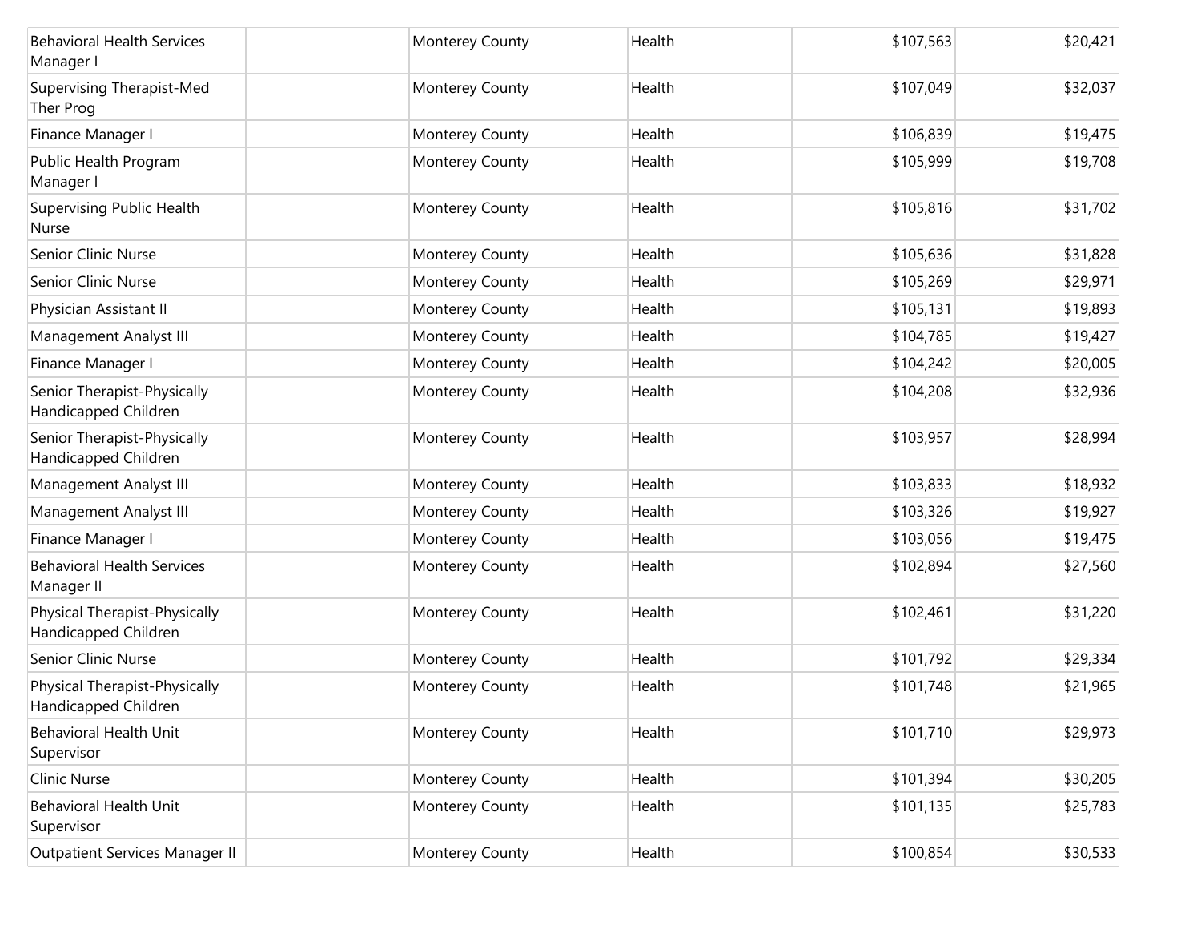| | | | | | |
|---|---|---|---|---|---|
| Behavioral Health Services Manager I | | Monterey County | Health | $107,563 | $20,421 |
| Supervising Therapist-Med Ther Prog | | Monterey County | Health | $107,049 | $32,037 |
| Finance Manager I | | Monterey County | Health | $106,839 | $19,475 |
| Public Health Program Manager I | | Monterey County | Health | $105,999 | $19,708 |
| Supervising Public Health Nurse | | Monterey County | Health | $105,816 | $31,702 |
| Senior Clinic Nurse | | Monterey County | Health | $105,636 | $31,828 |
| Senior Clinic Nurse | | Monterey County | Health | $105,269 | $29,971 |
| Physician Assistant II | | Monterey County | Health | $105,131 | $19,893 |
| Management Analyst III | | Monterey County | Health | $104,785 | $19,427 |
| Finance Manager I | | Monterey County | Health | $104,242 | $20,005 |
| Senior Therapist-Physically Handicapped Children | | Monterey County | Health | $104,208 | $32,936 |
| Senior Therapist-Physically Handicapped Children | | Monterey County | Health | $103,957 | $28,994 |
| Management Analyst III | | Monterey County | Health | $103,833 | $18,932 |
| Management Analyst III | | Monterey County | Health | $103,326 | $19,927 |
| Finance Manager I | | Monterey County | Health | $103,056 | $19,475 |
| Behavioral Health Services Manager II | | Monterey County | Health | $102,894 | $27,560 |
| Physical Therapist-Physically Handicapped Children | | Monterey County | Health | $102,461 | $31,220 |
| Senior Clinic Nurse | | Monterey County | Health | $101,792 | $29,334 |
| Physical Therapist-Physically Handicapped Children | | Monterey County | Health | $101,748 | $21,965 |
| Behavioral Health Unit Supervisor | | Monterey County | Health | $101,710 | $29,973 |
| Clinic Nurse | | Monterey County | Health | $101,394 | $30,205 |
| Behavioral Health Unit Supervisor | | Monterey County | Health | $101,135 | $25,783 |
| Outpatient Services Manager II | | Monterey County | Health | $100,854 | $30,533 |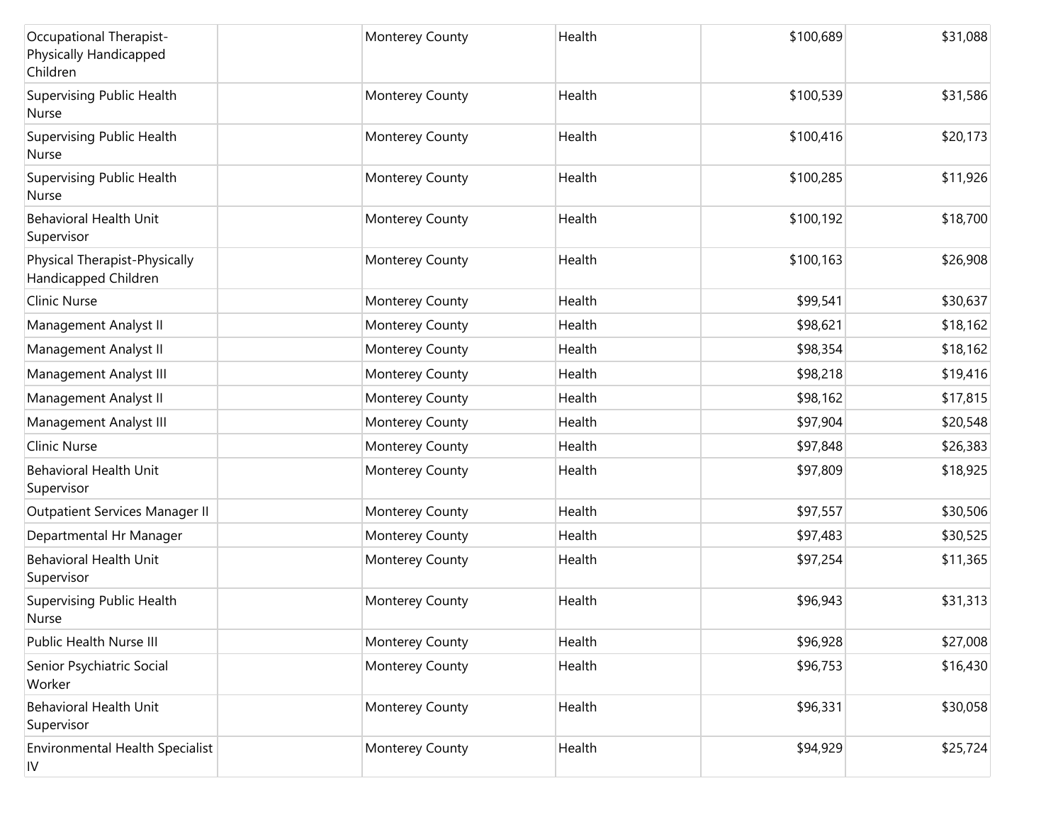| | | | | | |
|---|---|---|---|---|---|
| Occupational Therapist-Physically Handicapped Children | | Monterey County | Health | $100,689 | $31,088 |
| Supervising Public Health Nurse | | Monterey County | Health | $100,539 | $31,586 |
| Supervising Public Health Nurse | | Monterey County | Health | $100,416 | $20,173 |
| Supervising Public Health Nurse | | Monterey County | Health | $100,285 | $11,926 |
| Behavioral Health Unit Supervisor | | Monterey County | Health | $100,192 | $18,700 |
| Physical Therapist-Physically Handicapped Children | | Monterey County | Health | $100,163 | $26,908 |
| Clinic Nurse | | Monterey County | Health | $99,541 | $30,637 |
| Management Analyst II | | Monterey County | Health | $98,621 | $18,162 |
| Management Analyst II | | Monterey County | Health | $98,354 | $18,162 |
| Management Analyst III | | Monterey County | Health | $98,218 | $19,416 |
| Management Analyst II | | Monterey County | Health | $98,162 | $17,815 |
| Management Analyst III | | Monterey County | Health | $97,904 | $20,548 |
| Clinic Nurse | | Monterey County | Health | $97,848 | $26,383 |
| Behavioral Health Unit Supervisor | | Monterey County | Health | $97,809 | $18,925 |
| Outpatient Services Manager II | | Monterey County | Health | $97,557 | $30,506 |
| Departmental Hr Manager | | Monterey County | Health | $97,483 | $30,525 |
| Behavioral Health Unit Supervisor | | Monterey County | Health | $97,254 | $11,365 |
| Supervising Public Health Nurse | | Monterey County | Health | $96,943 | $31,313 |
| Public Health Nurse III | | Monterey County | Health | $96,928 | $27,008 |
| Senior Psychiatric Social Worker | | Monterey County | Health | $96,753 | $16,430 |
| Behavioral Health Unit Supervisor | | Monterey County | Health | $96,331 | $30,058 |
| Environmental Health Specialist IV | | Monterey County | Health | $94,929 | $25,724 |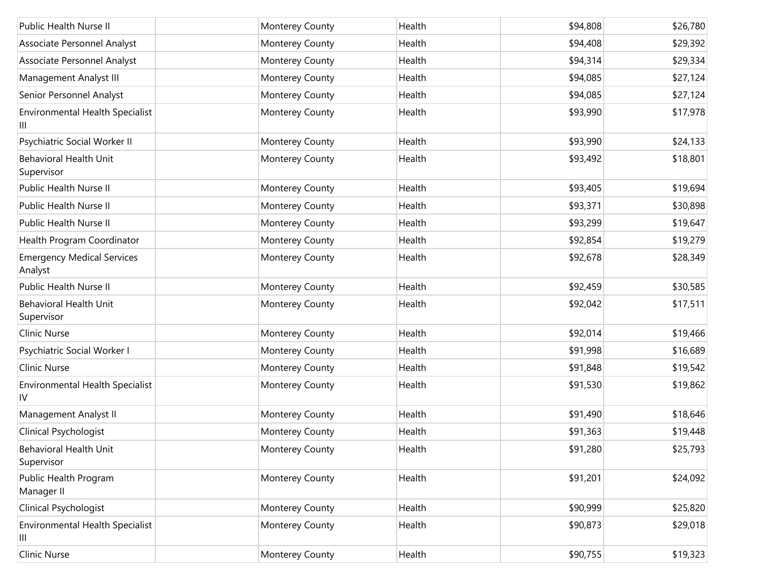| | | | | | |
|---|---|---|---|---|---|
| Public Health Nurse II | | Monterey County | Health | $94,808 | $26,780 |
| Associate Personnel Analyst | | Monterey County | Health | $94,408 | $29,392 |
| Associate Personnel Analyst | | Monterey County | Health | $94,314 | $29,334 |
| Management Analyst III | | Monterey County | Health | $94,085 | $27,124 |
| Senior Personnel Analyst | | Monterey County | Health | $94,085 | $27,124 |
| Environmental Health Specialist III | | Monterey County | Health | $93,990 | $17,978 |
| Psychiatric Social Worker II | | Monterey County | Health | $93,990 | $24,133 |
| Behavioral Health Unit Supervisor | | Monterey County | Health | $93,492 | $18,801 |
| Public Health Nurse II | | Monterey County | Health | $93,405 | $19,694 |
| Public Health Nurse II | | Monterey County | Health | $93,371 | $30,898 |
| Public Health Nurse II | | Monterey County | Health | $93,299 | $19,647 |
| Health Program Coordinator | | Monterey County | Health | $92,854 | $19,279 |
| Emergency Medical Services Analyst | | Monterey County | Health | $92,678 | $28,349 |
| Public Health Nurse II | | Monterey County | Health | $92,459 | $30,585 |
| Behavioral Health Unit Supervisor | | Monterey County | Health | $92,042 | $17,511 |
| Clinic Nurse | | Monterey County | Health | $92,014 | $19,466 |
| Psychiatric Social Worker I | | Monterey County | Health | $91,998 | $16,689 |
| Clinic Nurse | | Monterey County | Health | $91,848 | $19,542 |
| Environmental Health Specialist IV | | Monterey County | Health | $91,530 | $19,862 |
| Management Analyst II | | Monterey County | Health | $91,490 | $18,646 |
| Clinical Psychologist | | Monterey County | Health | $91,363 | $19,448 |
| Behavioral Health Unit Supervisor | | Monterey County | Health | $91,280 | $25,793 |
| Public Health Program Manager II | | Monterey County | Health | $91,201 | $24,092 |
| Clinical Psychologist | | Monterey County | Health | $90,999 | $25,820 |
| Environmental Health Specialist III | | Monterey County | Health | $90,873 | $29,018 |
| Clinic Nurse | | Monterey County | Health | $90,755 | $19,323 |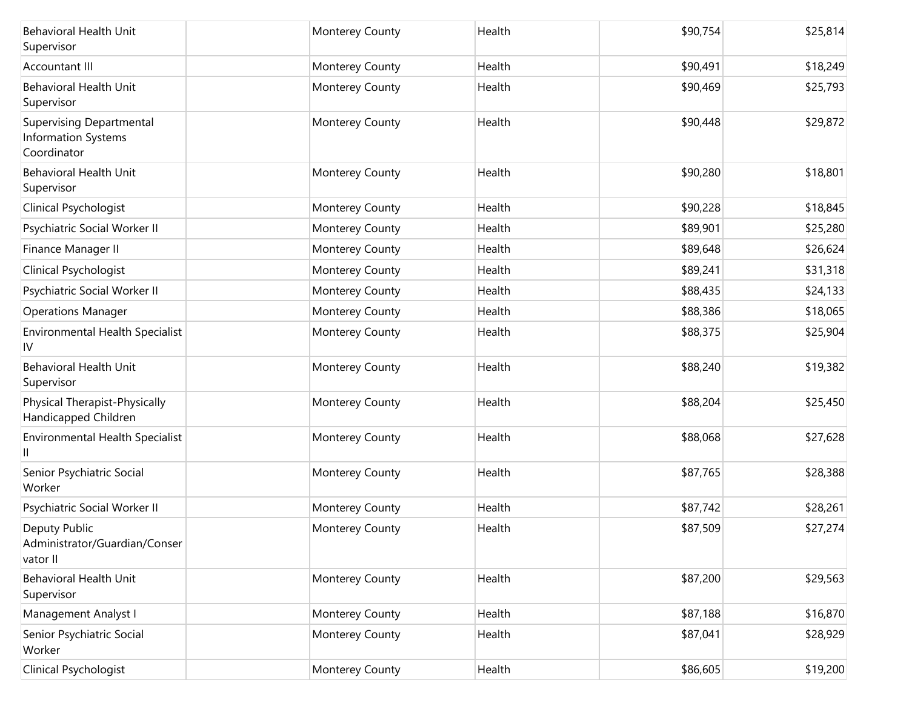| | | | | | |
|---|---|---|---|---|---|
| Behavioral Health Unit Supervisor | | Monterey County | Health | $90,754 | $25,814 |
| Accountant III | | Monterey County | Health | $90,491 | $18,249 |
| Behavioral Health Unit Supervisor | | Monterey County | Health | $90,469 | $25,793 |
| Supervising Departmental Information Systems Coordinator | | Monterey County | Health | $90,448 | $29,872 |
| Behavioral Health Unit Supervisor | | Monterey County | Health | $90,280 | $18,801 |
| Clinical Psychologist | | Monterey County | Health | $90,228 | $18,845 |
| Psychiatric Social Worker II | | Monterey County | Health | $89,901 | $25,280 |
| Finance Manager II | | Monterey County | Health | $89,648 | $26,624 |
| Clinical Psychologist | | Monterey County | Health | $89,241 | $31,318 |
| Psychiatric Social Worker II | | Monterey County | Health | $88,435 | $24,133 |
| Operations Manager | | Monterey County | Health | $88,386 | $18,065 |
| Environmental Health Specialist IV | | Monterey County | Health | $88,375 | $25,904 |
| Behavioral Health Unit Supervisor | | Monterey County | Health | $88,240 | $19,382 |
| Physical Therapist-Physically Handicapped Children | | Monterey County | Health | $88,204 | $25,450 |
| Environmental Health Specialist II | | Monterey County | Health | $88,068 | $27,628 |
| Senior Psychiatric Social Worker | | Monterey County | Health | $87,765 | $28,388 |
| Psychiatric Social Worker II | | Monterey County | Health | $87,742 | $28,261 |
| Deputy Public Administrator/Guardian/Conservator II | | Monterey County | Health | $87,509 | $27,274 |
| Behavioral Health Unit Supervisor | | Monterey County | Health | $87,200 | $29,563 |
| Management Analyst I | | Monterey County | Health | $87,188 | $16,870 |
| Senior Psychiatric Social Worker | | Monterey County | Health | $87,041 | $28,929 |
| Clinical Psychologist | | Monterey County | Health | $86,605 | $19,200 |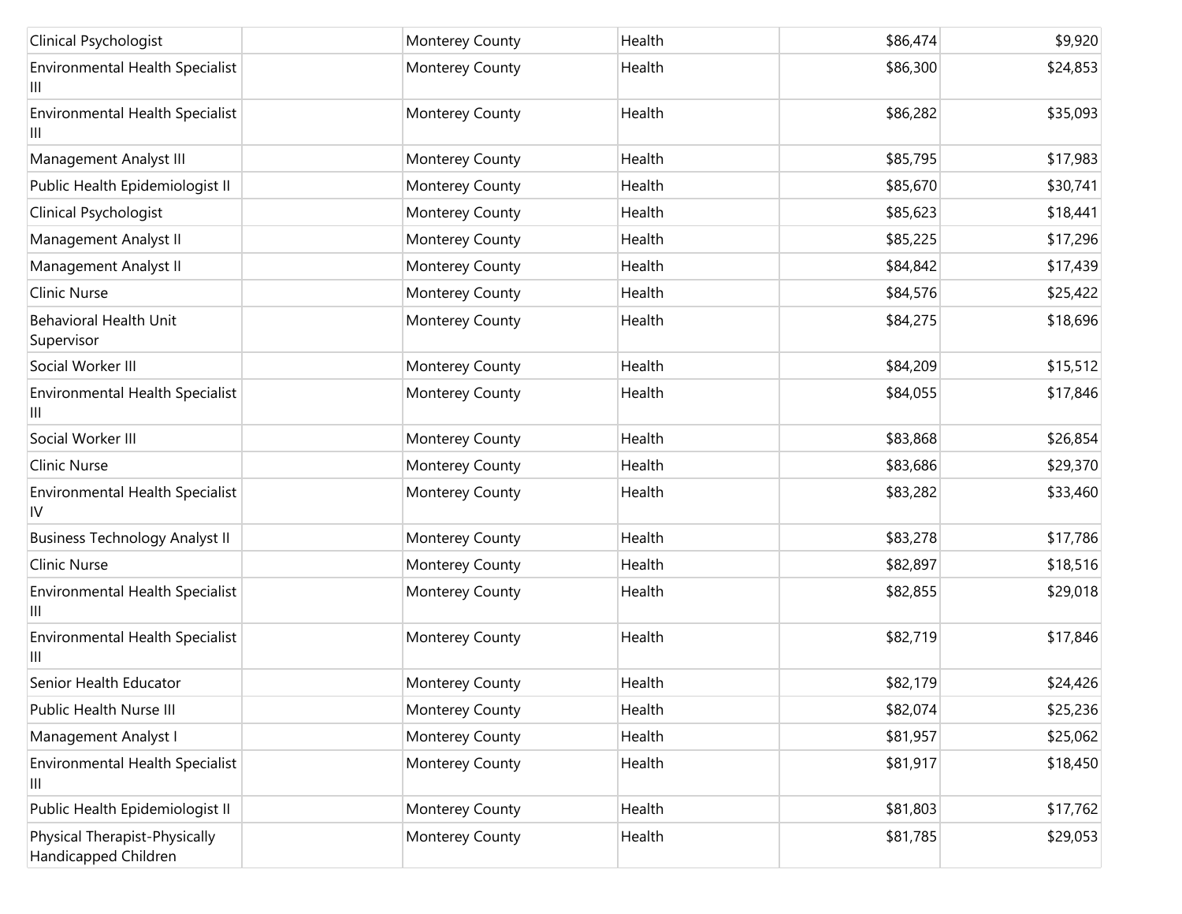| | | | | | |
|---|---|---|---|---|---|
| Clinical Psychologist | | Monterey County | Health | $86,474 | $9,920 |
| Environmental Health Specialist III | | Monterey County | Health | $86,300 | $24,853 |
| Environmental Health Specialist III | | Monterey County | Health | $86,282 | $35,093 |
| Management Analyst III | | Monterey County | Health | $85,795 | $17,983 |
| Public Health Epidemiologist II | | Monterey County | Health | $85,670 | $30,741 |
| Clinical Psychologist | | Monterey County | Health | $85,623 | $18,441 |
| Management Analyst II | | Monterey County | Health | $85,225 | $17,296 |
| Management Analyst II | | Monterey County | Health | $84,842 | $17,439 |
| Clinic Nurse | | Monterey County | Health | $84,576 | $25,422 |
| Behavioral Health Unit Supervisor | | Monterey County | Health | $84,275 | $18,696 |
| Social Worker III | | Monterey County | Health | $84,209 | $15,512 |
| Environmental Health Specialist III | | Monterey County | Health | $84,055 | $17,846 |
| Social Worker III | | Monterey County | Health | $83,868 | $26,854 |
| Clinic Nurse | | Monterey County | Health | $83,686 | $29,370 |
| Environmental Health Specialist IV | | Monterey County | Health | $83,282 | $33,460 |
| Business Technology Analyst II | | Monterey County | Health | $83,278 | $17,786 |
| Clinic Nurse | | Monterey County | Health | $82,897 | $18,516 |
| Environmental Health Specialist III | | Monterey County | Health | $82,855 | $29,018 |
| Environmental Health Specialist III | | Monterey County | Health | $82,719 | $17,846 |
| Senior Health Educator | | Monterey County | Health | $82,179 | $24,426 |
| Public Health Nurse III | | Monterey County | Health | $82,074 | $25,236 |
| Management Analyst I | | Monterey County | Health | $81,957 | $25,062 |
| Environmental Health Specialist III | | Monterey County | Health | $81,917 | $18,450 |
| Public Health Epidemiologist II | | Monterey County | Health | $81,803 | $17,762 |
| Physical Therapist-Physically Handicapped Children | | Monterey County | Health | $81,785 | $29,053 |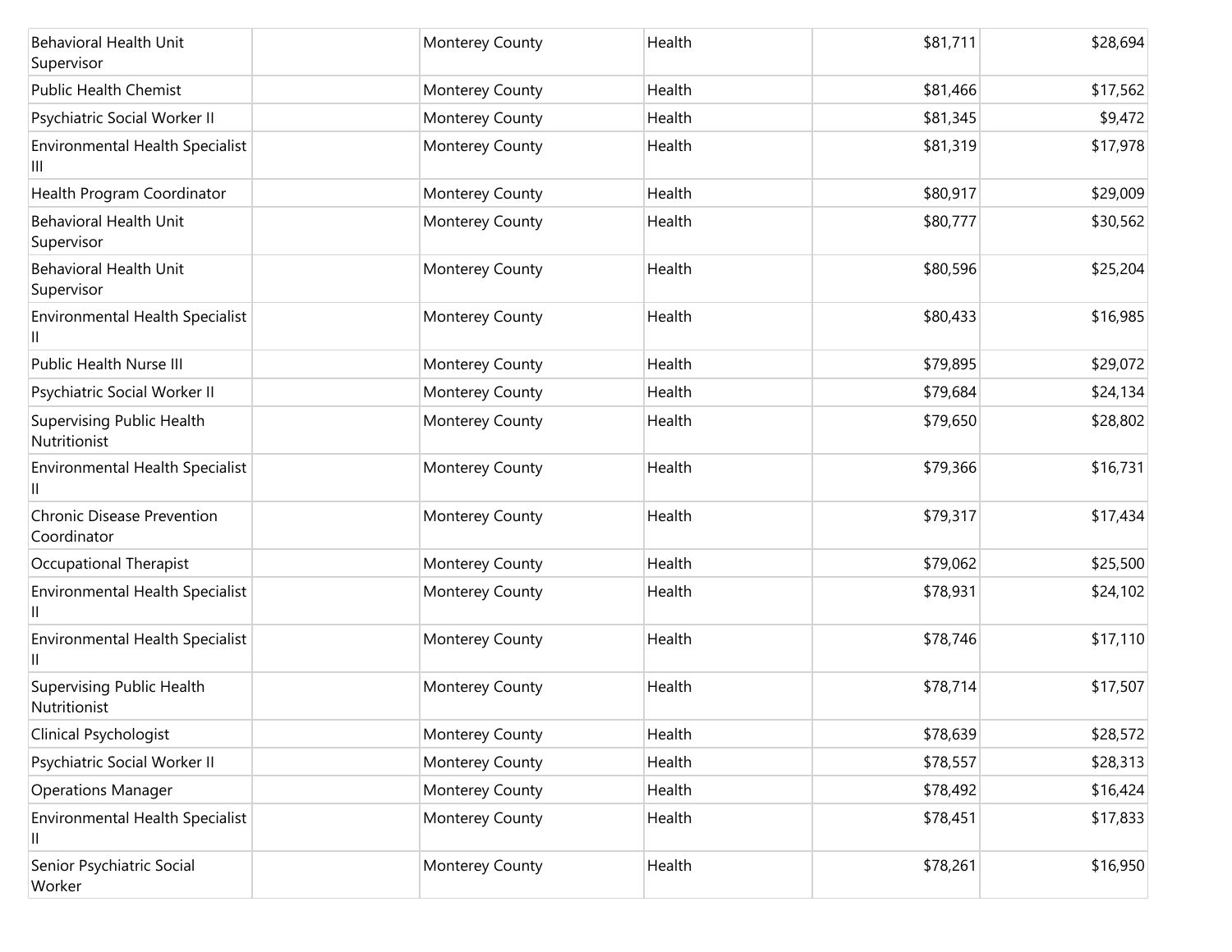| | | | | | |
|---|---|---|---|---|---|
| Behavioral Health Unit Supervisor | | Monterey County | Health | $81,711 | $28,694 |
| Public Health Chemist | | Monterey County | Health | $81,466 | $17,562 |
| Psychiatric Social Worker II | | Monterey County | Health | $81,345 | $9,472 |
| Environmental Health Specialist III | | Monterey County | Health | $81,319 | $17,978 |
| Health Program Coordinator | | Monterey County | Health | $80,917 | $29,009 |
| Behavioral Health Unit Supervisor | | Monterey County | Health | $80,777 | $30,562 |
| Behavioral Health Unit Supervisor | | Monterey County | Health | $80,596 | $25,204 |
| Environmental Health Specialist II | | Monterey County | Health | $80,433 | $16,985 |
| Public Health Nurse III | | Monterey County | Health | $79,895 | $29,072 |
| Psychiatric Social Worker II | | Monterey County | Health | $79,684 | $24,134 |
| Supervising Public Health Nutritionist | | Monterey County | Health | $79,650 | $28,802 |
| Environmental Health Specialist II | | Monterey County | Health | $79,366 | $16,731 |
| Chronic Disease Prevention Coordinator | | Monterey County | Health | $79,317 | $17,434 |
| Occupational Therapist | | Monterey County | Health | $79,062 | $25,500 |
| Environmental Health Specialist II | | Monterey County | Health | $78,931 | $24,102 |
| Environmental Health Specialist II | | Monterey County | Health | $78,746 | $17,110 |
| Supervising Public Health Nutritionist | | Monterey County | Health | $78,714 | $17,507 |
| Clinical Psychologist | | Monterey County | Health | $78,639 | $28,572 |
| Psychiatric Social Worker II | | Monterey County | Health | $78,557 | $28,313 |
| Operations Manager | | Monterey County | Health | $78,492 | $16,424 |
| Environmental Health Specialist II | | Monterey County | Health | $78,451 | $17,833 |
| Senior Psychiatric Social Worker | | Monterey County | Health | $78,261 | $16,950 |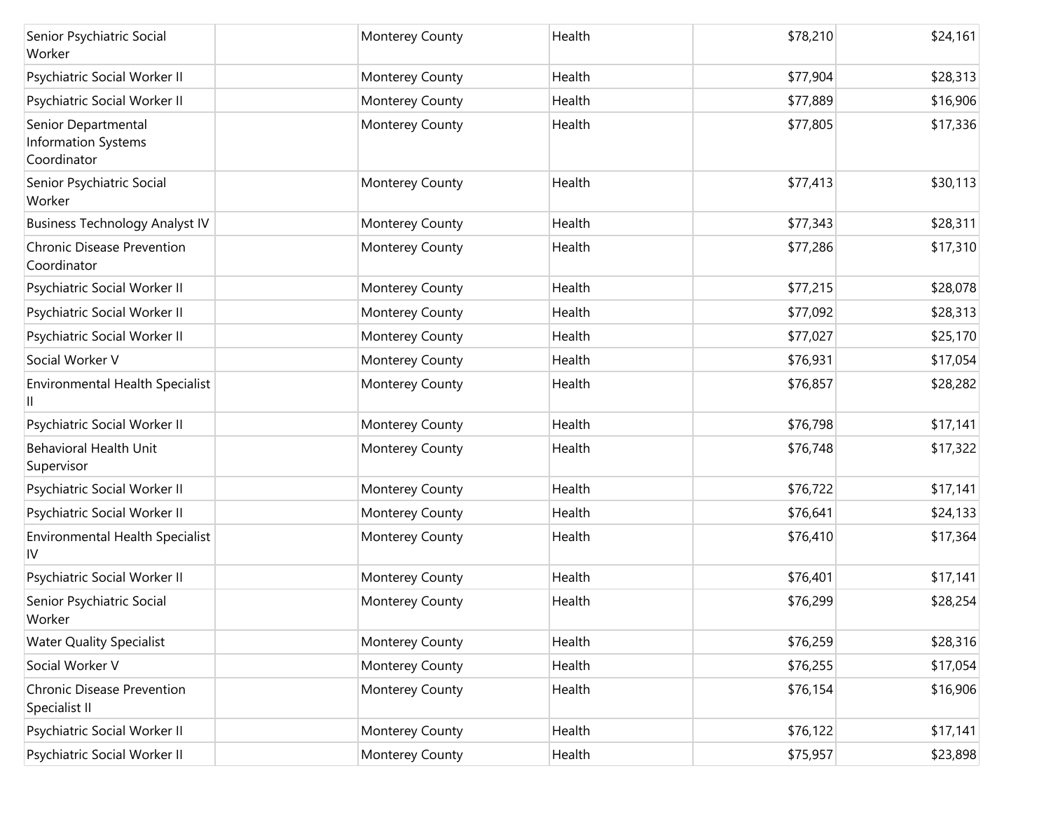| | | | | | |
|---|---|---|---|---|---|
| Senior Psychiatric Social Worker | | Monterey County | Health | $78,210 | $24,161 |
| Psychiatric Social Worker II | | Monterey County | Health | $77,904 | $28,313 |
| Psychiatric Social Worker II | | Monterey County | Health | $77,889 | $16,906 |
| Senior Departmental Information Systems Coordinator | | Monterey County | Health | $77,805 | $17,336 |
| Senior Psychiatric Social Worker | | Monterey County | Health | $77,413 | $30,113 |
| Business Technology Analyst IV | | Monterey County | Health | $77,343 | $28,311 |
| Chronic Disease Prevention Coordinator | | Monterey County | Health | $77,286 | $17,310 |
| Psychiatric Social Worker II | | Monterey County | Health | $77,215 | $28,078 |
| Psychiatric Social Worker II | | Monterey County | Health | $77,092 | $28,313 |
| Psychiatric Social Worker II | | Monterey County | Health | $77,027 | $25,170 |
| Social Worker V | | Monterey County | Health | $76,931 | $17,054 |
| Environmental Health Specialist II | | Monterey County | Health | $76,857 | $28,282 |
| Psychiatric Social Worker II | | Monterey County | Health | $76,798 | $17,141 |
| Behavioral Health Unit Supervisor | | Monterey County | Health | $76,748 | $17,322 |
| Psychiatric Social Worker II | | Monterey County | Health | $76,722 | $17,141 |
| Psychiatric Social Worker II | | Monterey County | Health | $76,641 | $24,133 |
| Environmental Health Specialist IV | | Monterey County | Health | $76,410 | $17,364 |
| Psychiatric Social Worker II | | Monterey County | Health | $76,401 | $17,141 |
| Senior Psychiatric Social Worker | | Monterey County | Health | $76,299 | $28,254 |
| Water Quality Specialist | | Monterey County | Health | $76,259 | $28,316 |
| Social Worker V | | Monterey County | Health | $76,255 | $17,054 |
| Chronic Disease Prevention Specialist II | | Monterey County | Health | $76,154 | $16,906 |
| Psychiatric Social Worker II | | Monterey County | Health | $76,122 | $17,141 |
| Psychiatric Social Worker II | | Monterey County | Health | $75,957 | $23,898 |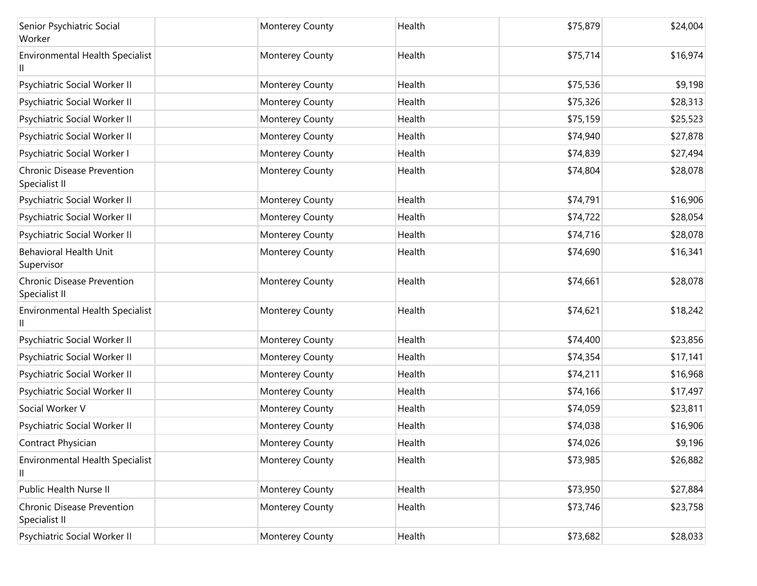| | | | | | |
|---|---|---|---|---|---|
| Senior Psychiatric Social Worker | | Monterey County | Health | $75,879 | $24,004 |
| Environmental Health Specialist II | | Monterey County | Health | $75,714 | $16,974 |
| Psychiatric Social Worker II | | Monterey County | Health | $75,536 | $9,198 |
| Psychiatric Social Worker II | | Monterey County | Health | $75,326 | $28,313 |
| Psychiatric Social Worker II | | Monterey County | Health | $75,159 | $25,523 |
| Psychiatric Social Worker II | | Monterey County | Health | $74,940 | $27,878 |
| Psychiatric Social Worker I | | Monterey County | Health | $74,839 | $27,494 |
| Chronic Disease Prevention Specialist II | | Monterey County | Health | $74,804 | $28,078 |
| Psychiatric Social Worker II | | Monterey County | Health | $74,791 | $16,906 |
| Psychiatric Social Worker II | | Monterey County | Health | $74,722 | $28,054 |
| Psychiatric Social Worker II | | Monterey County | Health | $74,716 | $28,078 |
| Behavioral Health Unit Supervisor | | Monterey County | Health | $74,690 | $16,341 |
| Chronic Disease Prevention Specialist II | | Monterey County | Health | $74,661 | $28,078 |
| Environmental Health Specialist II | | Monterey County | Health | $74,621 | $18,242 |
| Psychiatric Social Worker II | | Monterey County | Health | $74,400 | $23,856 |
| Psychiatric Social Worker II | | Monterey County | Health | $74,354 | $17,141 |
| Psychiatric Social Worker II | | Monterey County | Health | $74,211 | $16,968 |
| Psychiatric Social Worker II | | Monterey County | Health | $74,166 | $17,497 |
| Social Worker V | | Monterey County | Health | $74,059 | $23,811 |
| Psychiatric Social Worker II | | Monterey County | Health | $74,038 | $16,906 |
| Contract Physician | | Monterey County | Health | $74,026 | $9,196 |
| Environmental Health Specialist II | | Monterey County | Health | $73,985 | $26,882 |
| Public Health Nurse II | | Monterey County | Health | $73,950 | $27,884 |
| Chronic Disease Prevention Specialist II | | Monterey County | Health | $73,746 | $23,758 |
| Psychiatric Social Worker II | | Monterey County | Health | $73,682 | $28,033 |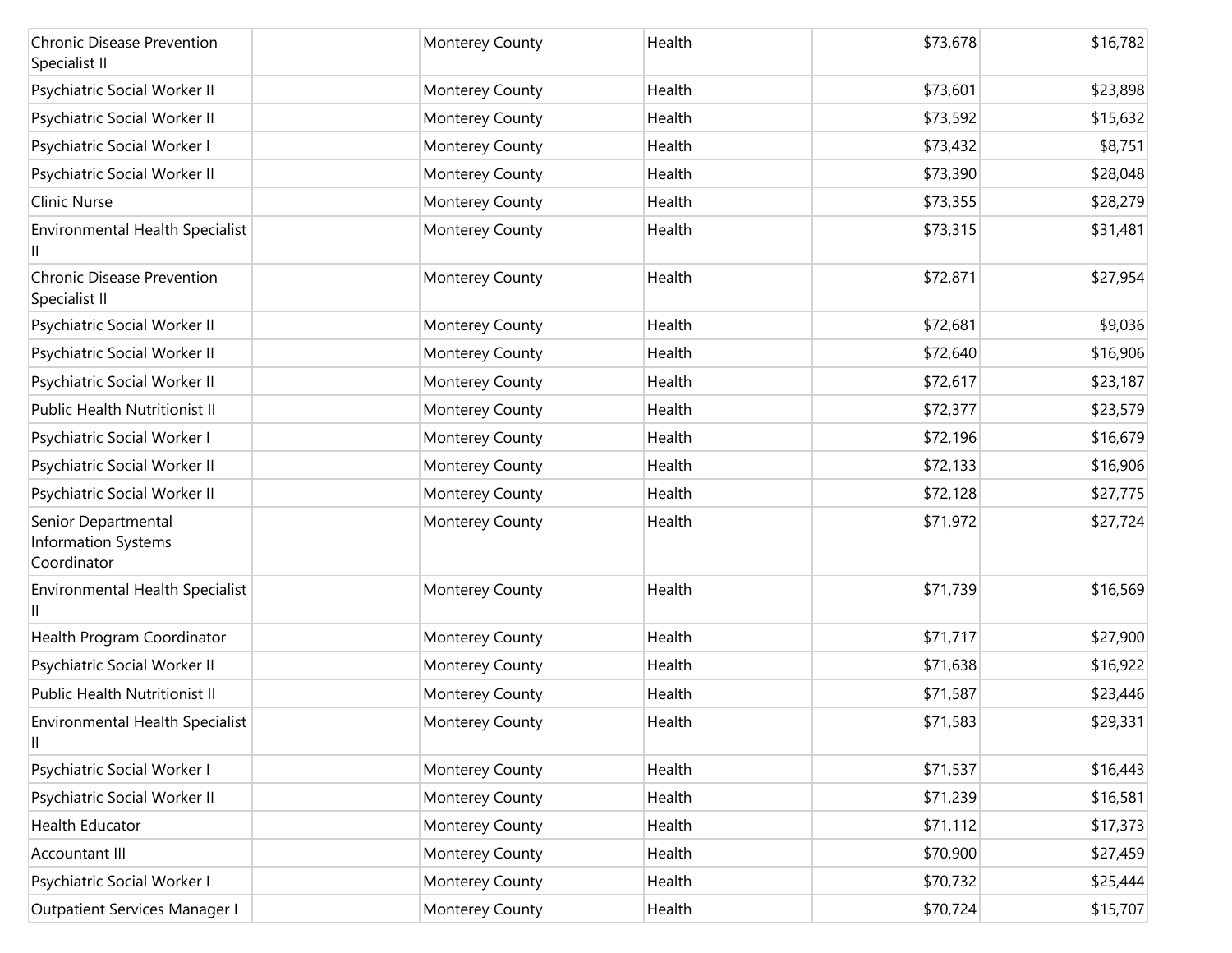| | | | | | |
|---|---|---|---|---|---|
| Chronic Disease Prevention Specialist II | | Monterey County | Health | $73,678 | $16,782 |
| Psychiatric Social Worker II | | Monterey County | Health | $73,601 | $23,898 |
| Psychiatric Social Worker II | | Monterey County | Health | $73,592 | $15,632 |
| Psychiatric Social Worker I | | Monterey County | Health | $73,432 | $8,751 |
| Psychiatric Social Worker II | | Monterey County | Health | $73,390 | $28,048 |
| Clinic Nurse | | Monterey County | Health | $73,355 | $28,279 |
| Environmental Health Specialist II | | Monterey County | Health | $73,315 | $31,481 |
| Chronic Disease Prevention Specialist II | | Monterey County | Health | $72,871 | $27,954 |
| Psychiatric Social Worker II | | Monterey County | Health | $72,681 | $9,036 |
| Psychiatric Social Worker II | | Monterey County | Health | $72,640 | $16,906 |
| Psychiatric Social Worker II | | Monterey County | Health | $72,617 | $23,187 |
| Public Health Nutritionist II | | Monterey County | Health | $72,377 | $23,579 |
| Psychiatric Social Worker I | | Monterey County | Health | $72,196 | $16,679 |
| Psychiatric Social Worker II | | Monterey County | Health | $72,133 | $16,906 |
| Psychiatric Social Worker II | | Monterey County | Health | $72,128 | $27,775 |
| Senior Departmental Information Systems Coordinator | | Monterey County | Health | $71,972 | $27,724 |
| Environmental Health Specialist II | | Monterey County | Health | $71,739 | $16,569 |
| Health Program Coordinator | | Monterey County | Health | $71,717 | $27,900 |
| Psychiatric Social Worker II | | Monterey County | Health | $71,638 | $16,922 |
| Public Health Nutritionist II | | Monterey County | Health | $71,587 | $23,446 |
| Environmental Health Specialist II | | Monterey County | Health | $71,583 | $29,331 |
| Psychiatric Social Worker I | | Monterey County | Health | $71,537 | $16,443 |
| Psychiatric Social Worker II | | Monterey County | Health | $71,239 | $16,581 |
| Health Educator | | Monterey County | Health | $71,112 | $17,373 |
| Accountant III | | Monterey County | Health | $70,900 | $27,459 |
| Psychiatric Social Worker I | | Monterey County | Health | $70,732 | $25,444 |
| Outpatient Services Manager I | | Monterey County | Health | $70,724 | $15,707 |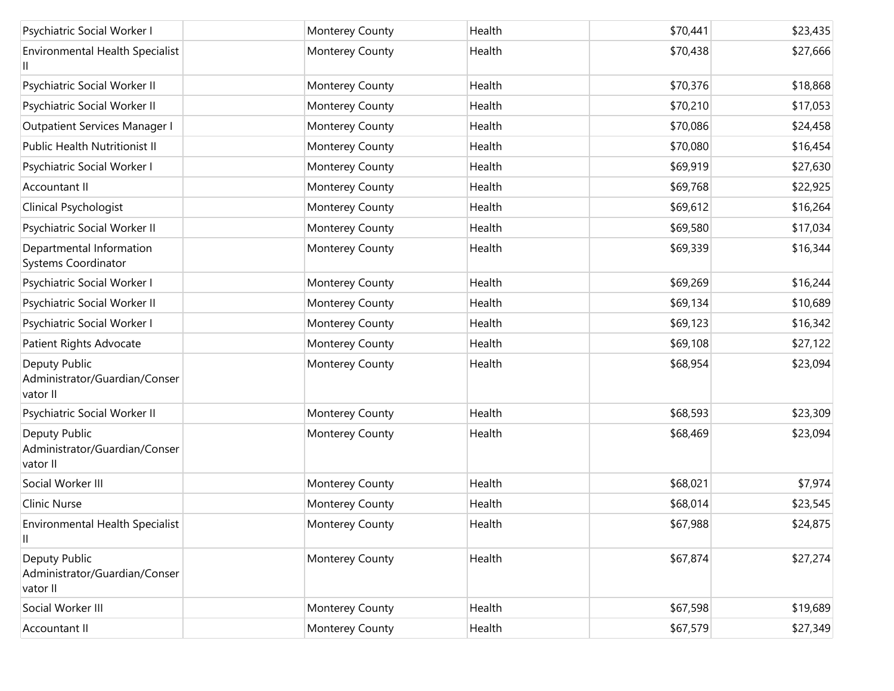| | | | | | |
|---|---|---|---|---|---|
| Psychiatric Social Worker I | | Monterey County | Health | $70,441 | $23,435 |
| Environmental Health Specialist II | | Monterey County | Health | $70,438 | $27,666 |
| Psychiatric Social Worker II | | Monterey County | Health | $70,376 | $18,868 |
| Psychiatric Social Worker II | | Monterey County | Health | $70,210 | $17,053 |
| Outpatient Services Manager I | | Monterey County | Health | $70,086 | $24,458 |
| Public Health Nutritionist II | | Monterey County | Health | $70,080 | $16,454 |
| Psychiatric Social Worker I | | Monterey County | Health | $69,919 | $27,630 |
| Accountant II | | Monterey County | Health | $69,768 | $22,925 |
| Clinical Psychologist | | Monterey County | Health | $69,612 | $16,264 |
| Psychiatric Social Worker II | | Monterey County | Health | $69,580 | $17,034 |
| Departmental Information Systems Coordinator | | Monterey County | Health | $69,339 | $16,344 |
| Psychiatric Social Worker I | | Monterey County | Health | $69,269 | $16,244 |
| Psychiatric Social Worker II | | Monterey County | Health | $69,134 | $10,689 |
| Psychiatric Social Worker I | | Monterey County | Health | $69,123 | $16,342 |
| Patient Rights Advocate | | Monterey County | Health | $69,108 | $27,122 |
| Deputy Public Administrator/Guardian/Conservator II | | Monterey County | Health | $68,954 | $23,094 |
| Psychiatric Social Worker II | | Monterey County | Health | $68,593 | $23,309 |
| Deputy Public Administrator/Guardian/Conservator II | | Monterey County | Health | $68,469 | $23,094 |
| Social Worker III | | Monterey County | Health | $68,021 | $7,974 |
| Clinic Nurse | | Monterey County | Health | $68,014 | $23,545 |
| Environmental Health Specialist II | | Monterey County | Health | $67,988 | $24,875 |
| Deputy Public Administrator/Guardian/Conservator II | | Monterey County | Health | $67,874 | $27,274 |
| Social Worker III | | Monterey County | Health | $67,598 | $19,689 |
| Accountant II | | Monterey County | Health | $67,579 | $27,349 |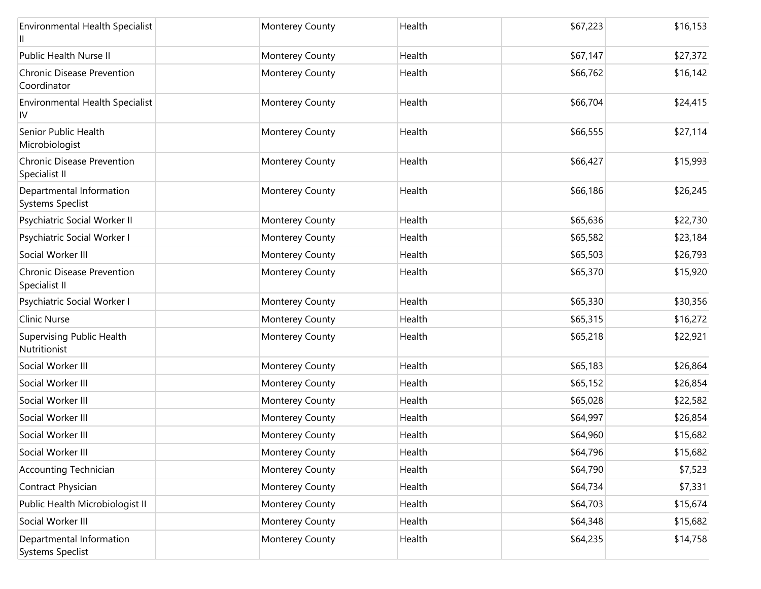| | | | | | |
|---|---|---|---|---|---|
| Environmental Health Specialist II | | Monterey County | Health | $67,223 | $16,153 |
| Public Health Nurse II | | Monterey County | Health | $67,147 | $27,372 |
| Chronic Disease Prevention Coordinator | | Monterey County | Health | $66,762 | $16,142 |
| Environmental Health Specialist IV | | Monterey County | Health | $66,704 | $24,415 |
| Senior Public Health Microbiologist | | Monterey County | Health | $66,555 | $27,114 |
| Chronic Disease Prevention Specialist II | | Monterey County | Health | $66,427 | $15,993 |
| Departmental Information Systems Speclist | | Monterey County | Health | $66,186 | $26,245 |
| Psychiatric Social Worker II | | Monterey County | Health | $65,636 | $22,730 |
| Psychiatric Social Worker I | | Monterey County | Health | $65,582 | $23,184 |
| Social Worker III | | Monterey County | Health | $65,503 | $26,793 |
| Chronic Disease Prevention Specialist II | | Monterey County | Health | $65,370 | $15,920 |
| Psychiatric Social Worker I | | Monterey County | Health | $65,330 | $30,356 |
| Clinic Nurse | | Monterey County | Health | $65,315 | $16,272 |
| Supervising Public Health Nutritionist | | Monterey County | Health | $65,218 | $22,921 |
| Social Worker III | | Monterey County | Health | $65,183 | $26,864 |
| Social Worker III | | Monterey County | Health | $65,152 | $26,854 |
| Social Worker III | | Monterey County | Health | $65,028 | $22,582 |
| Social Worker III | | Monterey County | Health | $64,997 | $26,854 |
| Social Worker III | | Monterey County | Health | $64,960 | $15,682 |
| Social Worker III | | Monterey County | Health | $64,796 | $15,682 |
| Accounting Technician | | Monterey County | Health | $64,790 | $7,523 |
| Contract Physician | | Monterey County | Health | $64,734 | $7,331 |
| Public Health Microbiologist II | | Monterey County | Health | $64,703 | $15,674 |
| Social Worker III | | Monterey County | Health | $64,348 | $15,682 |
| Departmental Information Systems Speclist | | Monterey County | Health | $64,235 | $14,758 |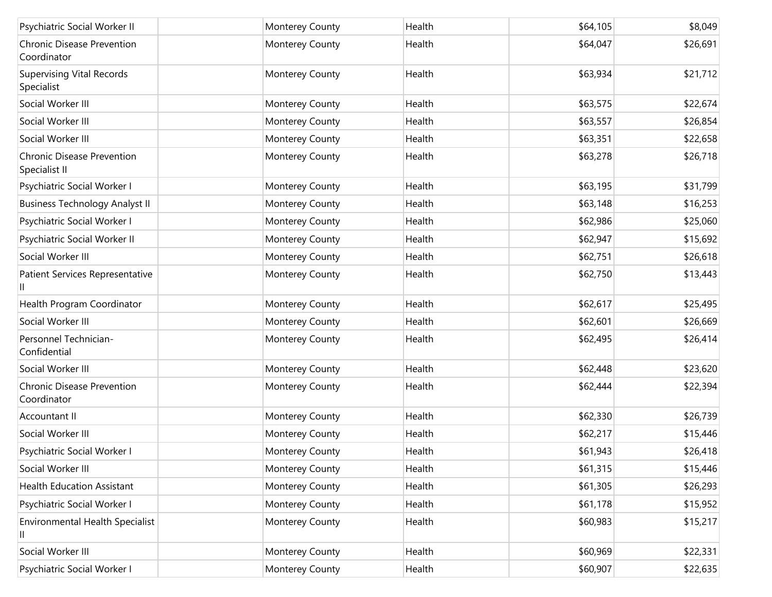| Psychiatric Social Worker II | | Monterey County | Health | $64,105 | $8,049 |
|---|---|---|---|---|---|
| Chronic Disease Prevention Coordinator | | Monterey County | Health | $64,047 | $26,691 |
| Supervising Vital Records Specialist | | Monterey County | Health | $63,934 | $21,712 |
| Social Worker III | | Monterey County | Health | $63,575 | $22,674 |
| Social Worker III | | Monterey County | Health | $63,557 | $26,854 |
| Social Worker III | | Monterey County | Health | $63,351 | $22,658 |
| Chronic Disease Prevention Specialist II | | Monterey County | Health | $63,278 | $26,718 |
| Psychiatric Social Worker I | | Monterey County | Health | $63,195 | $31,799 |
| Business Technology Analyst II | | Monterey County | Health | $63,148 | $16,253 |
| Psychiatric Social Worker I | | Monterey County | Health | $62,986 | $25,060 |
| Psychiatric Social Worker II | | Monterey County | Health | $62,947 | $15,692 |
| Social Worker III | | Monterey County | Health | $62,751 | $26,618 |
| Patient Services Representative II | | Monterey County | Health | $62,750 | $13,443 |
| Health Program Coordinator | | Monterey County | Health | $62,617 | $25,495 |
| Social Worker III | | Monterey County | Health | $62,601 | $26,669 |
| Personnel Technician-Confidential | | Monterey County | Health | $62,495 | $26,414 |
| Social Worker III | | Monterey County | Health | $62,448 | $23,620 |
| Chronic Disease Prevention Coordinator | | Monterey County | Health | $62,444 | $22,394 |
| Accountant II | | Monterey County | Health | $62,330 | $26,739 |
| Social Worker III | | Monterey County | Health | $62,217 | $15,446 |
| Psychiatric Social Worker I | | Monterey County | Health | $61,943 | $26,418 |
| Social Worker III | | Monterey County | Health | $61,315 | $15,446 |
| Health Education Assistant | | Monterey County | Health | $61,305 | $26,293 |
| Psychiatric Social Worker I | | Monterey County | Health | $61,178 | $15,952 |
| Environmental Health Specialist II | | Monterey County | Health | $60,983 | $15,217 |
| Social Worker III | | Monterey County | Health | $60,969 | $22,331 |
| Psychiatric Social Worker I | | Monterey County | Health | $60,907 | $22,635 |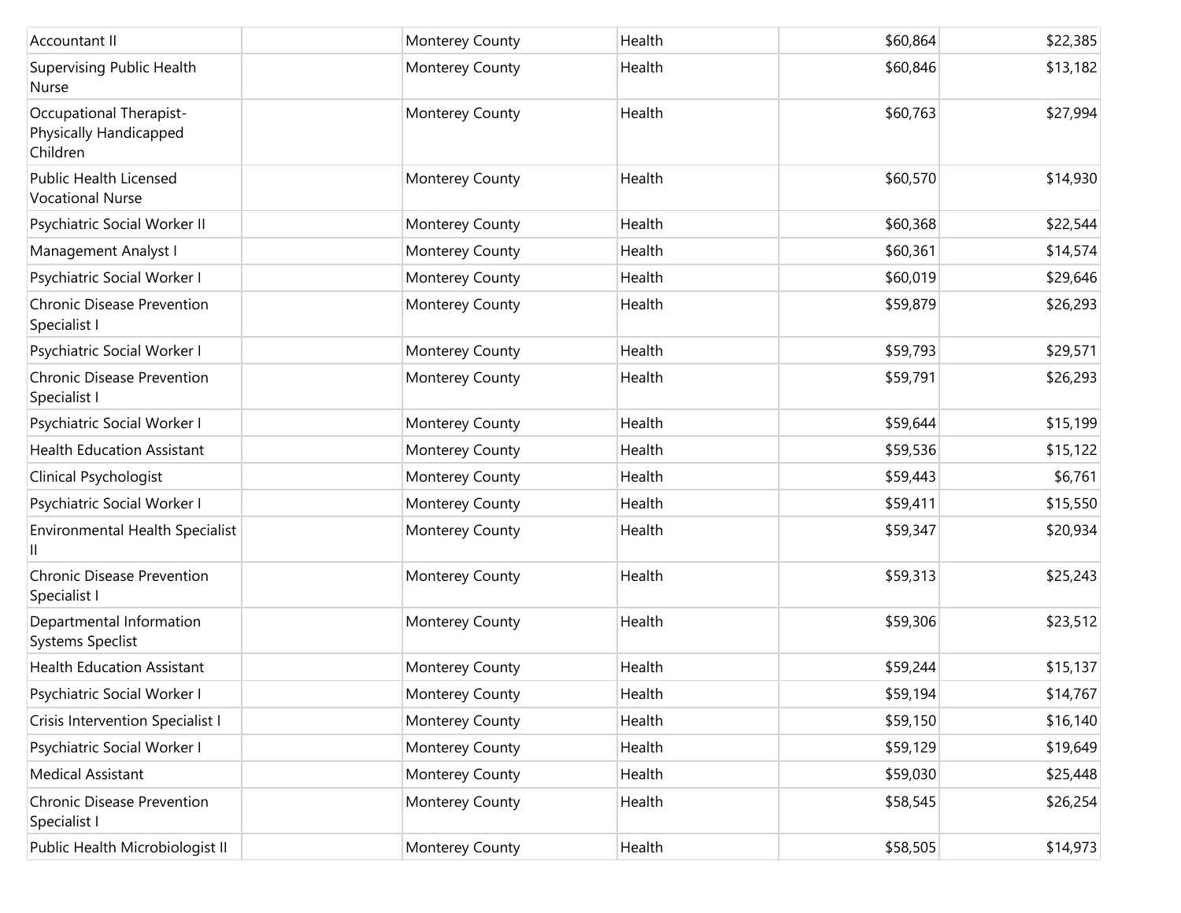| | | | | | |
|---|---|---|---|---|---|
| Accountant II | | Monterey County | Health | $60,864 | $22,385 |
| Supervising Public Health Nurse | | Monterey County | Health | $60,846 | $13,182 |
| Occupational Therapist-Physically Handicapped Children | | Monterey County | Health | $60,763 | $27,994 |
| Public Health Licensed Vocational Nurse | | Monterey County | Health | $60,570 | $14,930 |
| Psychiatric Social Worker II | | Monterey County | Health | $60,368 | $22,544 |
| Management Analyst I | | Monterey County | Health | $60,361 | $14,574 |
| Psychiatric Social Worker I | | Monterey County | Health | $60,019 | $29,646 |
| Chronic Disease Prevention Specialist I | | Monterey County | Health | $59,879 | $26,293 |
| Psychiatric Social Worker I | | Monterey County | Health | $59,793 | $29,571 |
| Chronic Disease Prevention Specialist I | | Monterey County | Health | $59,791 | $26,293 |
| Psychiatric Social Worker I | | Monterey County | Health | $59,644 | $15,199 |
| Health Education Assistant | | Monterey County | Health | $59,536 | $15,122 |
| Clinical Psychologist | | Monterey County | Health | $59,443 | $6,761 |
| Psychiatric Social Worker I | | Monterey County | Health | $59,411 | $15,550 |
| Environmental Health Specialist II | | Monterey County | Health | $59,347 | $20,934 |
| Chronic Disease Prevention Specialist I | | Monterey County | Health | $59,313 | $25,243 |
| Departmental Information Systems Speclist | | Monterey County | Health | $59,306 | $23,512 |
| Health Education Assistant | | Monterey County | Health | $59,244 | $15,137 |
| Psychiatric Social Worker I | | Monterey County | Health | $59,194 | $14,767 |
| Crisis Intervention Specialist I | | Monterey County | Health | $59,150 | $16,140 |
| Psychiatric Social Worker I | | Monterey County | Health | $59,129 | $19,649 |
| Medical Assistant | | Monterey County | Health | $59,030 | $25,448 |
| Chronic Disease Prevention Specialist I | | Monterey County | Health | $58,545 | $26,254 |
| Public Health Microbiologist II | | Monterey County | Health | $58,505 | $14,973 |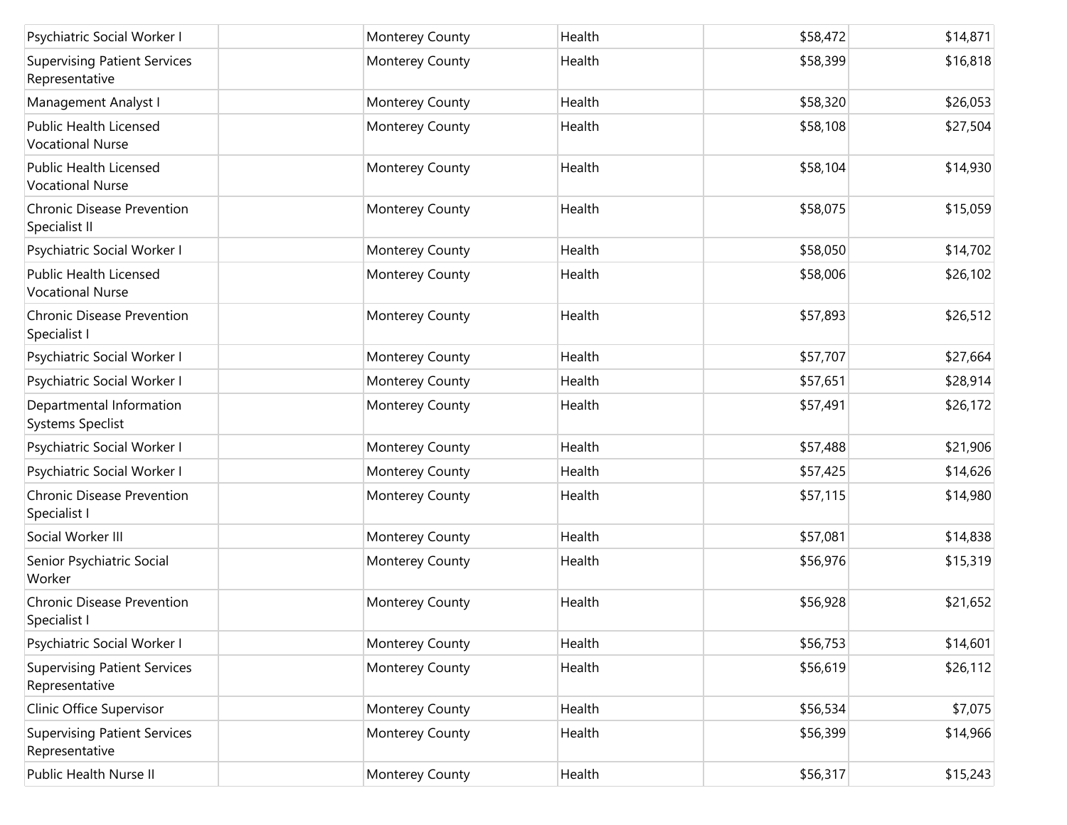| Psychiatric Social Worker I | | Monterey County | Health | $58,472 | $14,871 |
|---|---|---|---|---|---|
| Supervising Patient Services Representative | | Monterey County | Health | $58,399 | $16,818 |
| Management Analyst I | | Monterey County | Health | $58,320 | $26,053 |
| Public Health Licensed Vocational Nurse | | Monterey County | Health | $58,108 | $27,504 |
| Public Health Licensed Vocational Nurse | | Monterey County | Health | $58,104 | $14,930 |
| Chronic Disease Prevention Specialist II | | Monterey County | Health | $58,075 | $15,059 |
| Psychiatric Social Worker I | | Monterey County | Health | $58,050 | $14,702 |
| Public Health Licensed Vocational Nurse | | Monterey County | Health | $58,006 | $26,102 |
| Chronic Disease Prevention Specialist I | | Monterey County | Health | $57,893 | $26,512 |
| Psychiatric Social Worker I | | Monterey County | Health | $57,707 | $27,664 |
| Psychiatric Social Worker I | | Monterey County | Health | $57,651 | $28,914 |
| Departmental Information Systems Speclist | | Monterey County | Health | $57,491 | $26,172 |
| Psychiatric Social Worker I | | Monterey County | Health | $57,488 | $21,906 |
| Psychiatric Social Worker I | | Monterey County | Health | $57,425 | $14,626 |
| Chronic Disease Prevention Specialist I | | Monterey County | Health | $57,115 | $14,980 |
| Social Worker III | | Monterey County | Health | $57,081 | $14,838 |
| Senior Psychiatric Social Worker | | Monterey County | Health | $56,976 | $15,319 |
| Chronic Disease Prevention Specialist I | | Monterey County | Health | $56,928 | $21,652 |
| Psychiatric Social Worker I | | Monterey County | Health | $56,753 | $14,601 |
| Supervising Patient Services Representative | | Monterey County | Health | $56,619 | $26,112 |
| Clinic Office Supervisor | | Monterey County | Health | $56,534 | $7,075 |
| Supervising Patient Services Representative | | Monterey County | Health | $56,399 | $14,966 |
| Public Health Nurse II | | Monterey County | Health | $56,317 | $15,243 |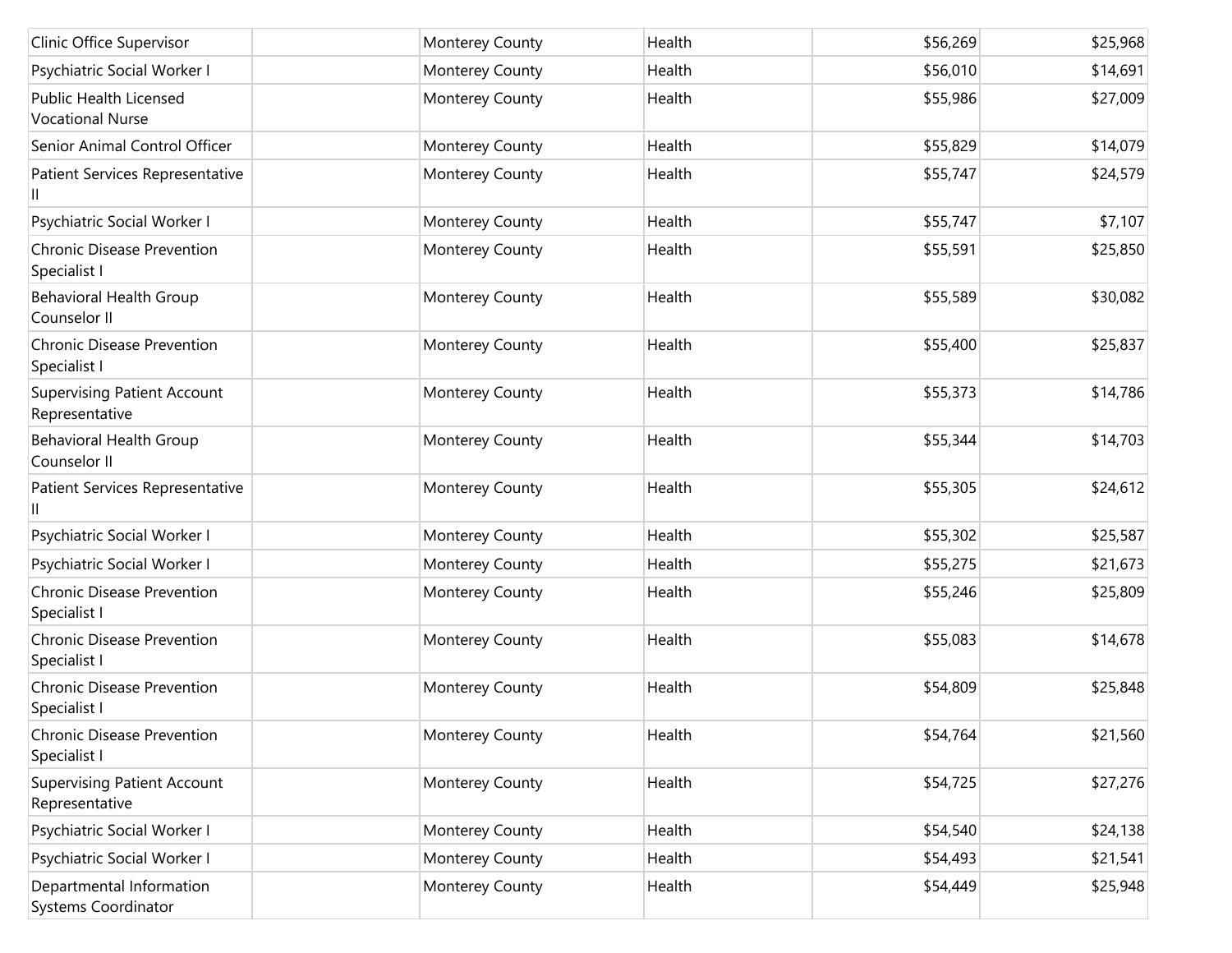| | | | | | |
|---|---|---|---|---|---|
| Clinic Office Supervisor | | Monterey County | Health | $56,269 | $25,968 |
| Psychiatric Social Worker I | | Monterey County | Health | $56,010 | $14,691 |
| Public Health Licensed Vocational Nurse | | Monterey County | Health | $55,986 | $27,009 |
| Senior Animal Control Officer | | Monterey County | Health | $55,829 | $14,079 |
| Patient Services Representative II | | Monterey County | Health | $55,747 | $24,579 |
| Psychiatric Social Worker I | | Monterey County | Health | $55,747 | $7,107 |
| Chronic Disease Prevention Specialist I | | Monterey County | Health | $55,591 | $25,850 |
| Behavioral Health Group Counselor II | | Monterey County | Health | $55,589 | $30,082 |
| Chronic Disease Prevention Specialist I | | Monterey County | Health | $55,400 | $25,837 |
| Supervising Patient Account Representative | | Monterey County | Health | $55,373 | $14,786 |
| Behavioral Health Group Counselor II | | Monterey County | Health | $55,344 | $14,703 |
| Patient Services Representative II | | Monterey County | Health | $55,305 | $24,612 |
| Psychiatric Social Worker I | | Monterey County | Health | $55,302 | $25,587 |
| Psychiatric Social Worker I | | Monterey County | Health | $55,275 | $21,673 |
| Chronic Disease Prevention Specialist I | | Monterey County | Health | $55,246 | $25,809 |
| Chronic Disease Prevention Specialist I | | Monterey County | Health | $55,083 | $14,678 |
| Chronic Disease Prevention Specialist I | | Monterey County | Health | $54,809 | $25,848 |
| Chronic Disease Prevention Specialist I | | Monterey County | Health | $54,764 | $21,560 |
| Supervising Patient Account Representative | | Monterey County | Health | $54,725 | $27,276 |
| Psychiatric Social Worker I | | Monterey County | Health | $54,540 | $24,138 |
| Psychiatric Social Worker I | | Monterey County | Health | $54,493 | $21,541 |
| Departmental Information Systems Coordinator | | Monterey County | Health | $54,449 | $25,948 |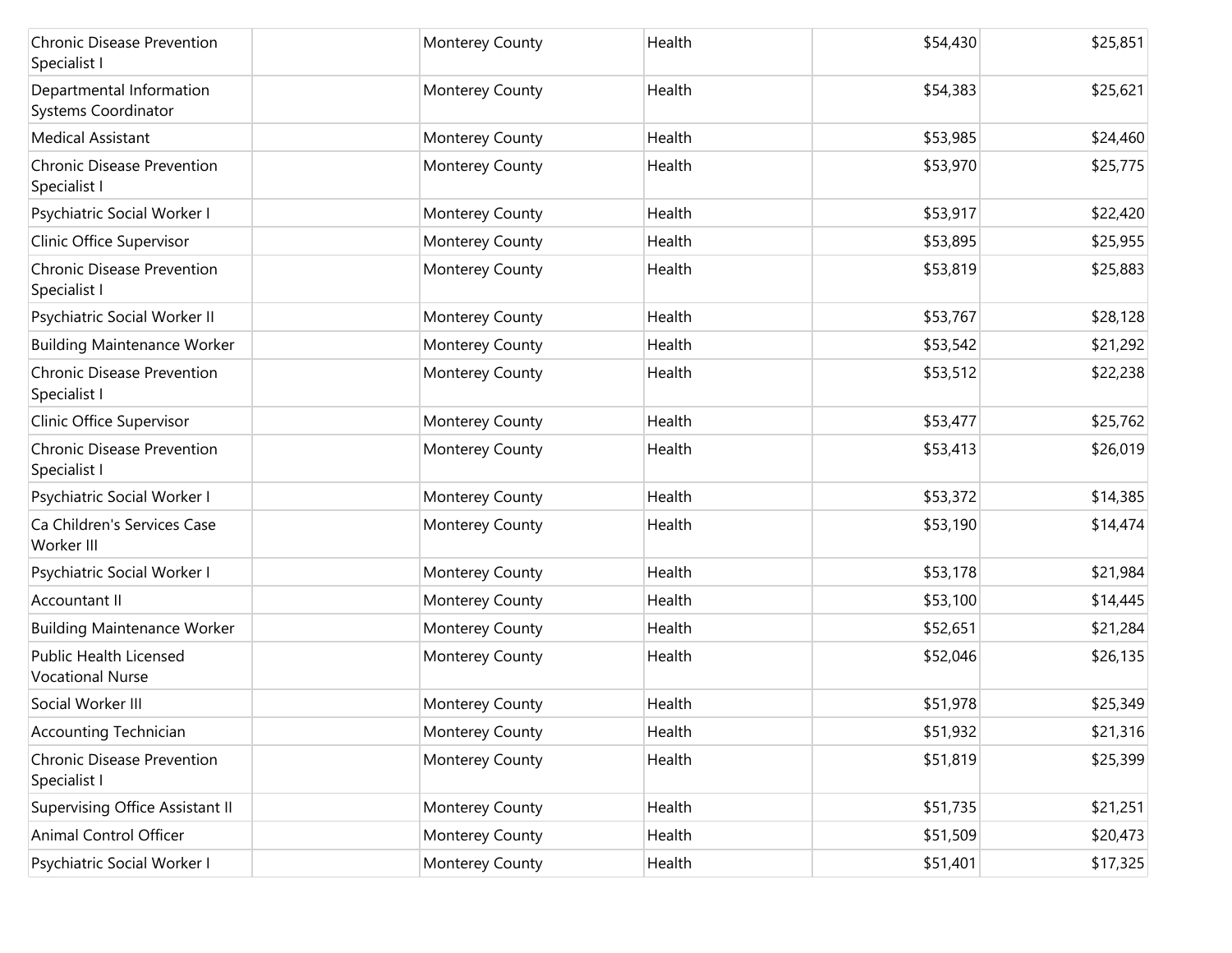| | | | | | |
|---|---|---|---|---|---|
| Chronic Disease Prevention Specialist I | | Monterey County | Health | $54,430 | $25,851 |
| Departmental Information Systems Coordinator | | Monterey County | Health | $54,383 | $25,621 |
| Medical Assistant | | Monterey County | Health | $53,985 | $24,460 |
| Chronic Disease Prevention Specialist I | | Monterey County | Health | $53,970 | $25,775 |
| Psychiatric Social Worker I | | Monterey County | Health | $53,917 | $22,420 |
| Clinic Office Supervisor | | Monterey County | Health | $53,895 | $25,955 |
| Chronic Disease Prevention Specialist I | | Monterey County | Health | $53,819 | $25,883 |
| Psychiatric Social Worker II | | Monterey County | Health | $53,767 | $28,128 |
| Building Maintenance Worker | | Monterey County | Health | $53,542 | $21,292 |
| Chronic Disease Prevention Specialist I | | Monterey County | Health | $53,512 | $22,238 |
| Clinic Office Supervisor | | Monterey County | Health | $53,477 | $25,762 |
| Chronic Disease Prevention Specialist I | | Monterey County | Health | $53,413 | $26,019 |
| Psychiatric Social Worker I | | Monterey County | Health | $53,372 | $14,385 |
| Ca Children's Services Case Worker III | | Monterey County | Health | $53,190 | $14,474 |
| Psychiatric Social Worker I | | Monterey County | Health | $53,178 | $21,984 |
| Accountant II | | Monterey County | Health | $53,100 | $14,445 |
| Building Maintenance Worker | | Monterey County | Health | $52,651 | $21,284 |
| Public Health Licensed Vocational Nurse | | Monterey County | Health | $52,046 | $26,135 |
| Social Worker III | | Monterey County | Health | $51,978 | $25,349 |
| Accounting Technician | | Monterey County | Health | $51,932 | $21,316 |
| Chronic Disease Prevention Specialist I | | Monterey County | Health | $51,819 | $25,399 |
| Supervising Office Assistant II | | Monterey County | Health | $51,735 | $21,251 |
| Animal Control Officer | | Monterey County | Health | $51,509 | $20,473 |
| Psychiatric Social Worker I | | Monterey County | Health | $51,401 | $17,325 |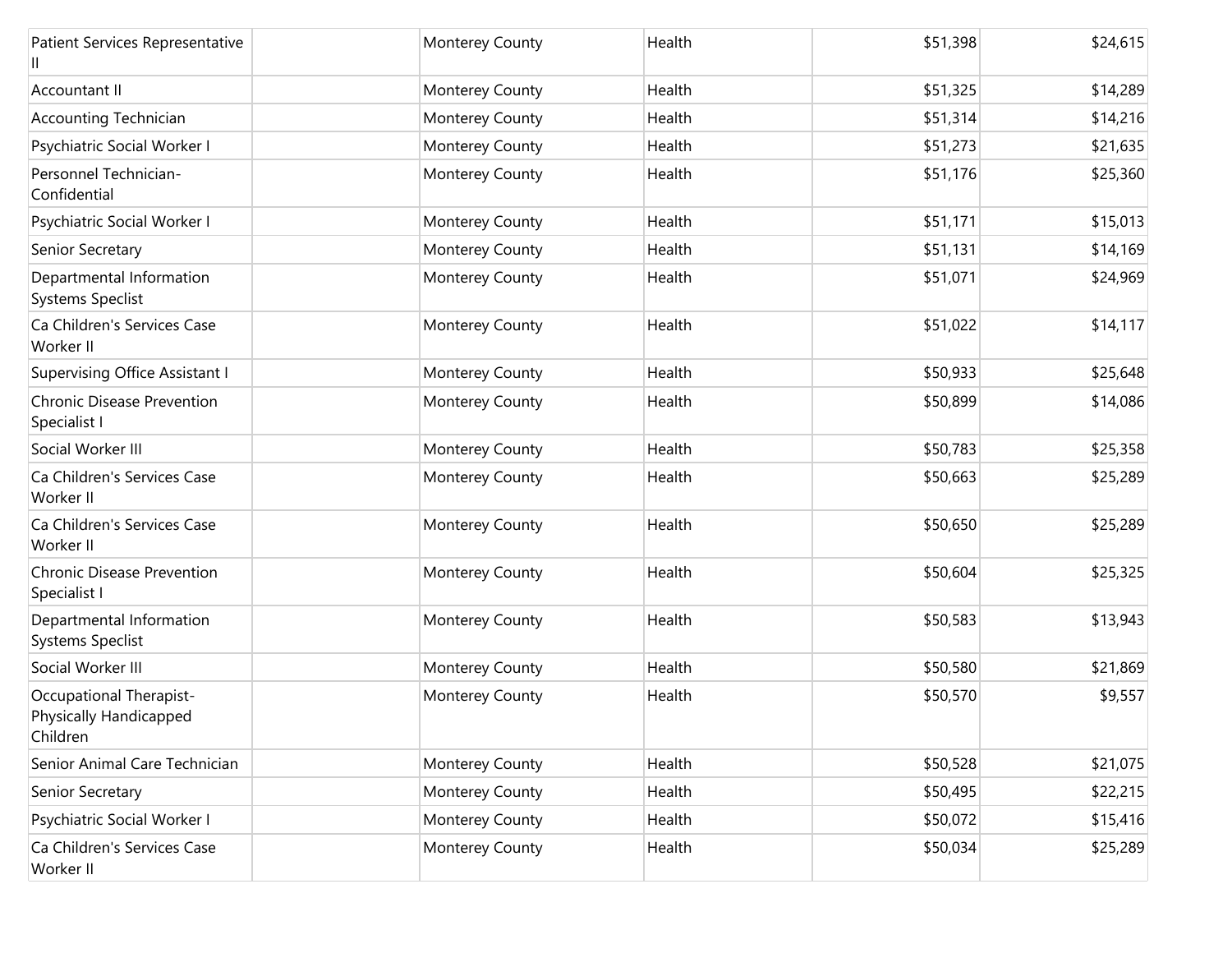| Patient Services Representative II | | Monterey County | Health | $51,398 | $24,615 |
|---|---|---|---|---|---|
| Accountant II | | Monterey County | Health | $51,325 | $14,289 |
| Accounting Technician | | Monterey County | Health | $51,314 | $14,216 |
| Psychiatric Social Worker I | | Monterey County | Health | $51,273 | $21,635 |
| Personnel Technician-Confidential | | Monterey County | Health | $51,176 | $25,360 |
| Psychiatric Social Worker I | | Monterey County | Health | $51,171 | $15,013 |
| Senior Secretary | | Monterey County | Health | $51,131 | $14,169 |
| Departmental Information Systems Speclist | | Monterey County | Health | $51,071 | $24,969 |
| Ca Children's Services Case Worker II | | Monterey County | Health | $51,022 | $14,117 |
| Supervising Office Assistant I | | Monterey County | Health | $50,933 | $25,648 |
| Chronic Disease Prevention Specialist I | | Monterey County | Health | $50,899 | $14,086 |
| Social Worker III | | Monterey County | Health | $50,783 | $25,358 |
| Ca Children's Services Case Worker II | | Monterey County | Health | $50,663 | $25,289 |
| Ca Children's Services Case Worker II | | Monterey County | Health | $50,650 | $25,289 |
| Chronic Disease Prevention Specialist I | | Monterey County | Health | $50,604 | $25,325 |
| Departmental Information Systems Speclist | | Monterey County | Health | $50,583 | $13,943 |
| Social Worker III | | Monterey County | Health | $50,580 | $21,869 |
| Occupational Therapist-Physically Handicapped Children | | Monterey County | Health | $50,570 | $9,557 |
| Senior Animal Care Technician | | Monterey County | Health | $50,528 | $21,075 |
| Senior Secretary | | Monterey County | Health | $50,495 | $22,215 |
| Psychiatric Social Worker I | | Monterey County | Health | $50,072 | $15,416 |
| Ca Children's Services Case Worker II | | Monterey County | Health | $50,034 | $25,289 |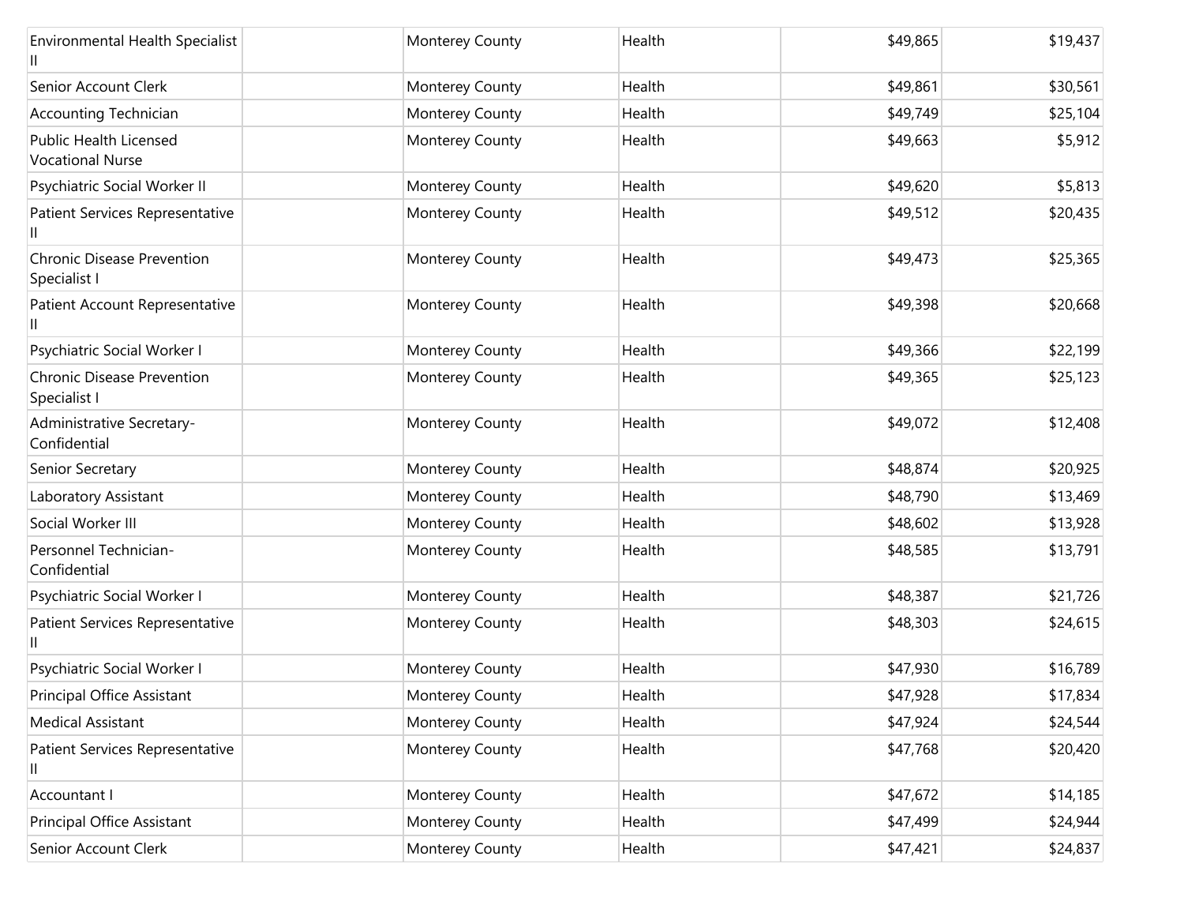| | | | | | |
|---|---|---|---|---|---|
| Environmental Health Specialist II | | Monterey County | Health | $49,865 | $19,437 |
| Senior Account Clerk | | Monterey County | Health | $49,861 | $30,561 |
| Accounting Technician | | Monterey County | Health | $49,749 | $25,104 |
| Public Health Licensed Vocational Nurse | | Monterey County | Health | $49,663 | $5,912 |
| Psychiatric Social Worker II | | Monterey County | Health | $49,620 | $5,813 |
| Patient Services Representative II | | Monterey County | Health | $49,512 | $20,435 |
| Chronic Disease Prevention Specialist I | | Monterey County | Health | $49,473 | $25,365 |
| Patient Account Representative II | | Monterey County | Health | $49,398 | $20,668 |
| Psychiatric Social Worker I | | Monterey County | Health | $49,366 | $22,199 |
| Chronic Disease Prevention Specialist I | | Monterey County | Health | $49,365 | $25,123 |
| Administrative Secretary-Confidential | | Monterey County | Health | $49,072 | $12,408 |
| Senior Secretary | | Monterey County | Health | $48,874 | $20,925 |
| Laboratory Assistant | | Monterey County | Health | $48,790 | $13,469 |
| Social Worker III | | Monterey County | Health | $48,602 | $13,928 |
| Personnel Technician-Confidential | | Monterey County | Health | $48,585 | $13,791 |
| Psychiatric Social Worker I | | Monterey County | Health | $48,387 | $21,726 |
| Patient Services Representative II | | Monterey County | Health | $48,303 | $24,615 |
| Psychiatric Social Worker I | | Monterey County | Health | $47,930 | $16,789 |
| Principal Office Assistant | | Monterey County | Health | $47,928 | $17,834 |
| Medical Assistant | | Monterey County | Health | $47,924 | $24,544 |
| Patient Services Representative II | | Monterey County | Health | $47,768 | $20,420 |
| Accountant I | | Monterey County | Health | $47,672 | $14,185 |
| Principal Office Assistant | | Monterey County | Health | $47,499 | $24,944 |
| Senior Account Clerk | | Monterey County | Health | $47,421 | $24,837 |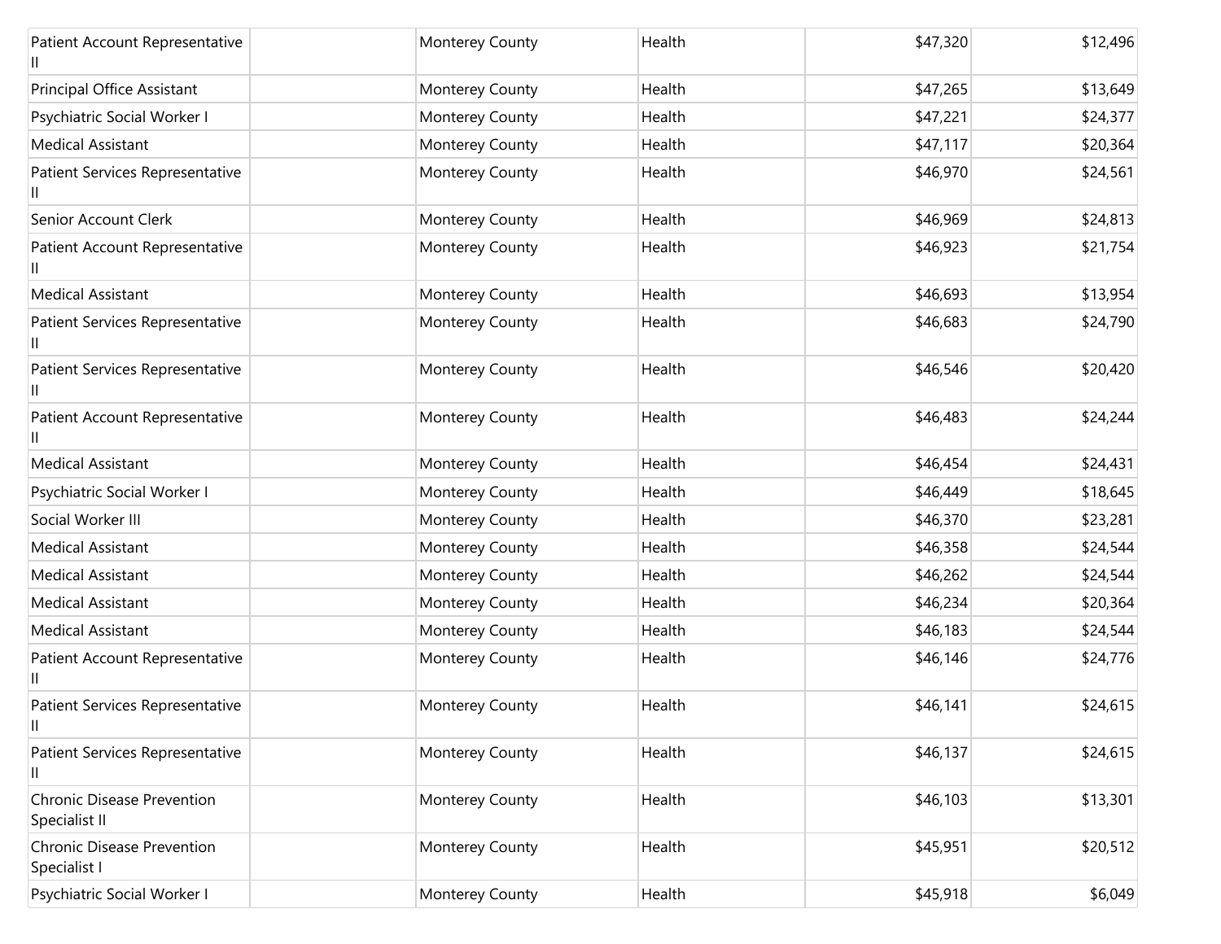| | | | | | |
|---|---|---|---|---|---|
| Patient Account Representative II | | Monterey County | Health | $47,320 | $12,496 |
| Principal Office Assistant | | Monterey County | Health | $47,265 | $13,649 |
| Psychiatric Social Worker I | | Monterey County | Health | $47,221 | $24,377 |
| Medical Assistant | | Monterey County | Health | $47,117 | $20,364 |
| Patient Services Representative II | | Monterey County | Health | $46,970 | $24,561 |
| Senior Account Clerk | | Monterey County | Health | $46,969 | $24,813 |
| Patient Account Representative II | | Monterey County | Health | $46,923 | $21,754 |
| Medical Assistant | | Monterey County | Health | $46,693 | $13,954 |
| Patient Services Representative II | | Monterey County | Health | $46,683 | $24,790 |
| Patient Services Representative II | | Monterey County | Health | $46,546 | $20,420 |
| Patient Account Representative II | | Monterey County | Health | $46,483 | $24,244 |
| Medical Assistant | | Monterey County | Health | $46,454 | $24,431 |
| Psychiatric Social Worker I | | Monterey County | Health | $46,449 | $18,645 |
| Social Worker III | | Monterey County | Health | $46,370 | $23,281 |
| Medical Assistant | | Monterey County | Health | $46,358 | $24,544 |
| Medical Assistant | | Monterey County | Health | $46,262 | $24,544 |
| Medical Assistant | | Monterey County | Health | $46,234 | $20,364 |
| Medical Assistant | | Monterey County | Health | $46,183 | $24,544 |
| Patient Account Representative II | | Monterey County | Health | $46,146 | $24,776 |
| Patient Services Representative II | | Monterey County | Health | $46,141 | $24,615 |
| Patient Services Representative II | | Monterey County | Health | $46,137 | $24,615 |
| Chronic Disease Prevention Specialist II | | Monterey County | Health | $46,103 | $13,301 |
| Chronic Disease Prevention Specialist I | | Monterey County | Health | $45,951 | $20,512 |
| Psychiatric Social Worker I | | Monterey County | Health | $45,918 | $6,049 |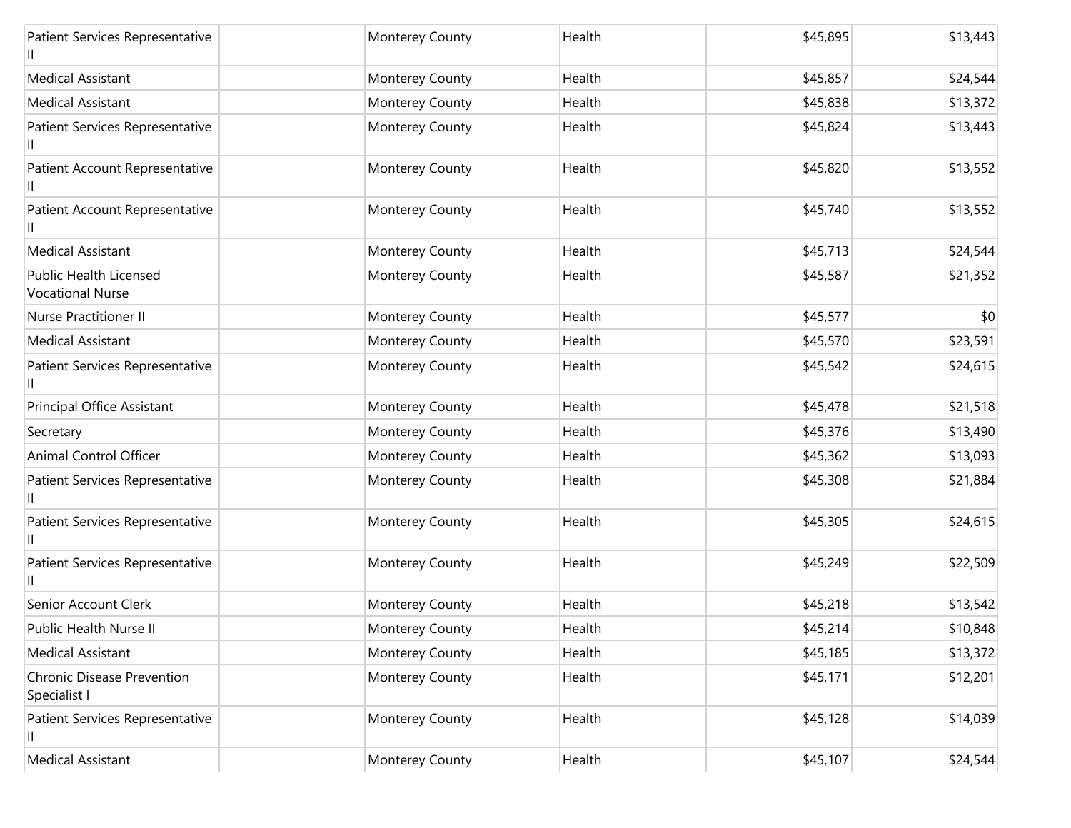| | | | | | |
|---|---|---|---|---|---|
| Patient Services Representative II | | Monterey County | Health | $45,895 | $13,443 |
| Medical Assistant | | Monterey County | Health | $45,857 | $24,544 |
| Medical Assistant | | Monterey County | Health | $45,838 | $13,372 |
| Patient Services Representative II | | Monterey County | Health | $45,824 | $13,443 |
| Patient Account Representative II | | Monterey County | Health | $45,820 | $13,552 |
| Patient Account Representative II | | Monterey County | Health | $45,740 | $13,552 |
| Medical Assistant | | Monterey County | Health | $45,713 | $24,544 |
| Public Health Licensed Vocational Nurse | | Monterey County | Health | $45,587 | $21,352 |
| Nurse Practitioner II | | Monterey County | Health | $45,577 | $0 |
| Medical Assistant | | Monterey County | Health | $45,570 | $23,591 |
| Patient Services Representative II | | Monterey County | Health | $45,542 | $24,615 |
| Principal Office Assistant | | Monterey County | Health | $45,478 | $21,518 |
| Secretary | | Monterey County | Health | $45,376 | $13,490 |
| Animal Control Officer | | Monterey County | Health | $45,362 | $13,093 |
| Patient Services Representative II | | Monterey County | Health | $45,308 | $21,884 |
| Patient Services Representative II | | Monterey County | Health | $45,305 | $24,615 |
| Patient Services Representative II | | Monterey County | Health | $45,249 | $22,509 |
| Senior Account Clerk | | Monterey County | Health | $45,218 | $13,542 |
| Public Health Nurse II | | Monterey County | Health | $45,214 | $10,848 |
| Medical Assistant | | Monterey County | Health | $45,185 | $13,372 |
| Chronic Disease Prevention Specialist I | | Monterey County | Health | $45,171 | $12,201 |
| Patient Services Representative II | | Monterey County | Health | $45,128 | $14,039 |
| Medical Assistant | | Monterey County | Health | $45,107 | $24,544 |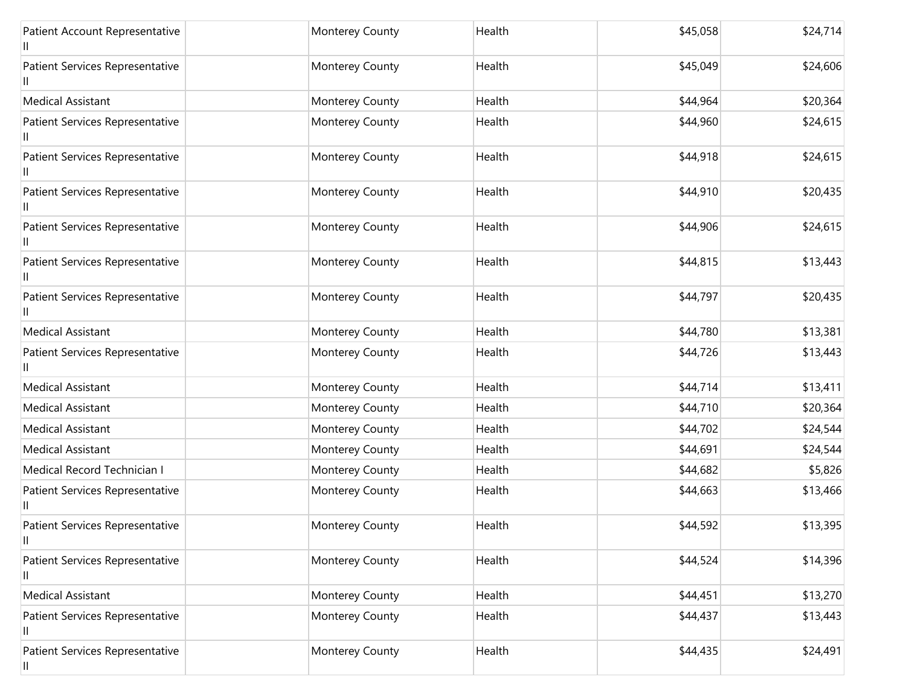| | | | | | |
|---|---|---|---|---|---|
| Patient Account Representative II | | Monterey County | Health | $45,058 | $24,714 |
| Patient Services Representative II | | Monterey County | Health | $45,049 | $24,606 |
| Medical Assistant | | Monterey County | Health | $44,964 | $20,364 |
| Patient Services Representative II | | Monterey County | Health | $44,960 | $24,615 |
| Patient Services Representative II | | Monterey County | Health | $44,918 | $24,615 |
| Patient Services Representative II | | Monterey County | Health | $44,910 | $20,435 |
| Patient Services Representative II | | Monterey County | Health | $44,906 | $24,615 |
| Patient Services Representative II | | Monterey County | Health | $44,815 | $13,443 |
| Patient Services Representative II | | Monterey County | Health | $44,797 | $20,435 |
| Medical Assistant | | Monterey County | Health | $44,780 | $13,381 |
| Patient Services Representative II | | Monterey County | Health | $44,726 | $13,443 |
| Medical Assistant | | Monterey County | Health | $44,714 | $13,411 |
| Medical Assistant | | Monterey County | Health | $44,710 | $20,364 |
| Medical Assistant | | Monterey County | Health | $44,702 | $24,544 |
| Medical Assistant | | Monterey County | Health | $44,691 | $24,544 |
| Medical Record Technician I | | Monterey County | Health | $44,682 | $5,826 |
| Patient Services Representative II | | Monterey County | Health | $44,663 | $13,466 |
| Patient Services Representative II | | Monterey County | Health | $44,592 | $13,395 |
| Patient Services Representative II | | Monterey County | Health | $44,524 | $14,396 |
| Medical Assistant | | Monterey County | Health | $44,451 | $13,270 |
| Patient Services Representative II | | Monterey County | Health | $44,437 | $13,443 |
| Patient Services Representative II | | Monterey County | Health | $44,435 | $24,491 |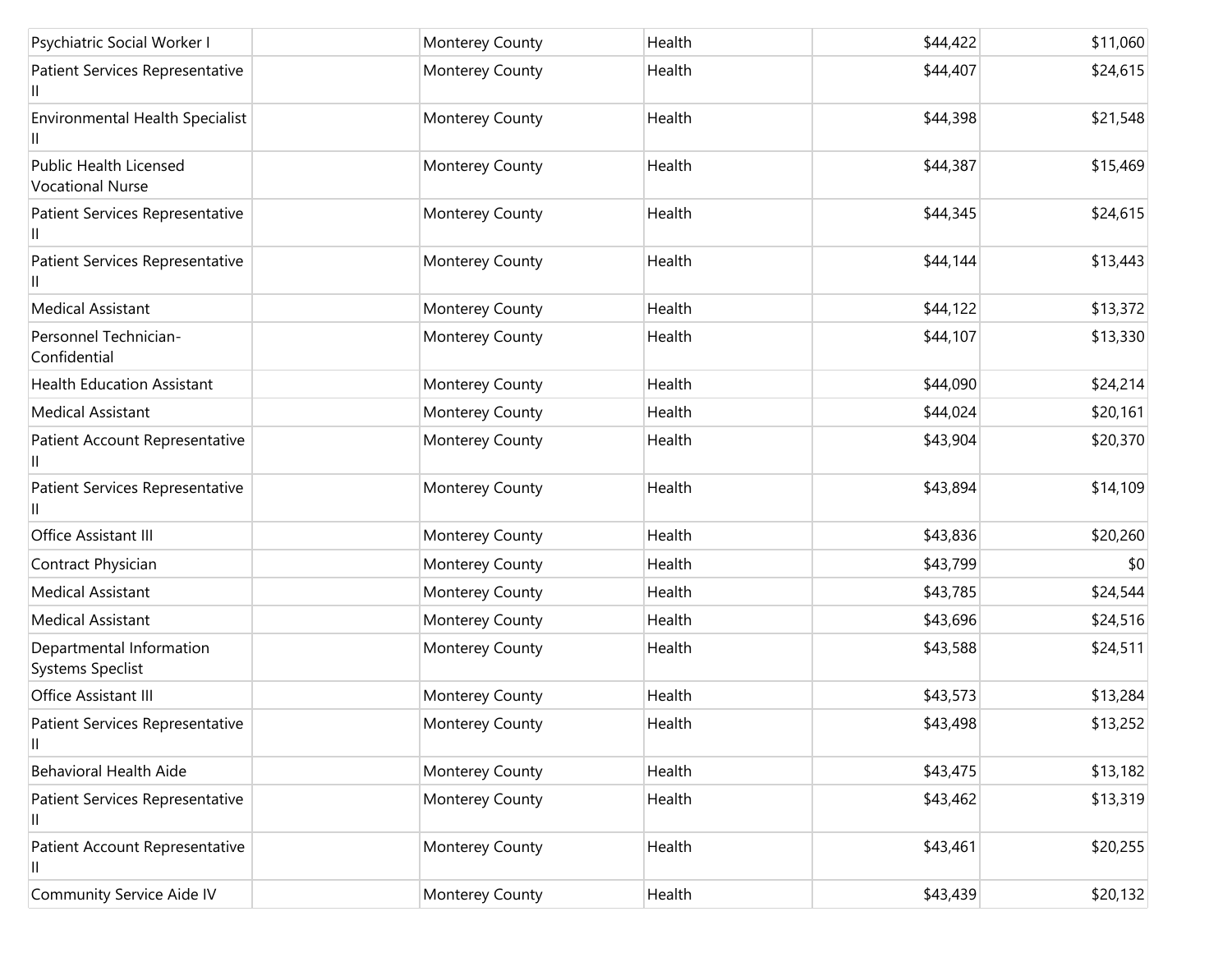| Psychiatric Social Worker I | | Monterey County | Health | $44,422 | $11,060 |
|---|---|---|---|---|---|
| Patient Services Representative II | | Monterey County | Health | $44,407 | $24,615 |
| Environmental Health Specialist II | | Monterey County | Health | $44,398 | $21,548 |
| Public Health Licensed Vocational Nurse | | Monterey County | Health | $44,387 | $15,469 |
| Patient Services Representative II | | Monterey County | Health | $44,345 | $24,615 |
| Patient Services Representative II | | Monterey County | Health | $44,144 | $13,443 |
| Medical Assistant | | Monterey County | Health | $44,122 | $13,372 |
| Personnel Technician-Confidential | | Monterey County | Health | $44,107 | $13,330 |
| Health Education Assistant | | Monterey County | Health | $44,090 | $24,214 |
| Medical Assistant | | Monterey County | Health | $44,024 | $20,161 |
| Patient Account Representative II | | Monterey County | Health | $43,904 | $20,370 |
| Patient Services Representative II | | Monterey County | Health | $43,894 | $14,109 |
| Office Assistant III | | Monterey County | Health | $43,836 | $20,260 |
| Contract Physician | | Monterey County | Health | $43,799 | $0 |
| Medical Assistant | | Monterey County | Health | $43,785 | $24,544 |
| Medical Assistant | | Monterey County | Health | $43,696 | $24,516 |
| Departmental Information Systems Speclist | | Monterey County | Health | $43,588 | $24,511 |
| Office Assistant III | | Monterey County | Health | $43,573 | $13,284 |
| Patient Services Representative II | | Monterey County | Health | $43,498 | $13,252 |
| Behavioral Health Aide | | Monterey County | Health | $43,475 | $13,182 |
| Patient Services Representative II | | Monterey County | Health | $43,462 | $13,319 |
| Patient Account Representative II | | Monterey County | Health | $43,461 | $20,255 |
| Community Service Aide IV | | Monterey County | Health | $43,439 | $20,132 |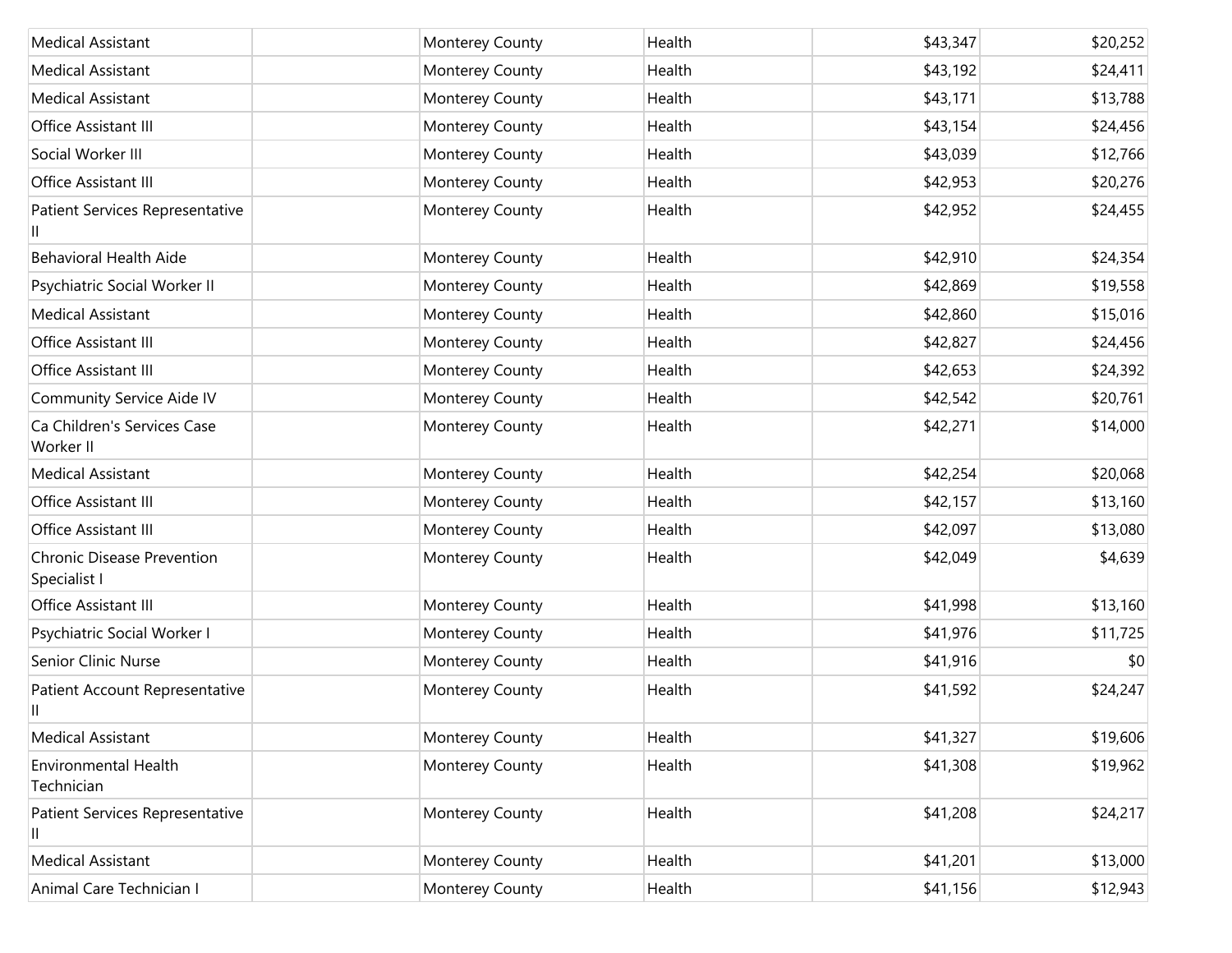| | | | | | |
|---|---|---|---|---|---|
| Medical Assistant | | Monterey County | Health | $43,347 | $20,252 |
| Medical Assistant | | Monterey County | Health | $43,192 | $24,411 |
| Medical Assistant | | Monterey County | Health | $43,171 | $13,788 |
| Office Assistant III | | Monterey County | Health | $43,154 | $24,456 |
| Social Worker III | | Monterey County | Health | $43,039 | $12,766 |
| Office Assistant III | | Monterey County | Health | $42,953 | $20,276 |
| Patient Services Representative II | | Monterey County | Health | $42,952 | $24,455 |
| Behavioral Health Aide | | Monterey County | Health | $42,910 | $24,354 |
| Psychiatric Social Worker II | | Monterey County | Health | $42,869 | $19,558 |
| Medical Assistant | | Monterey County | Health | $42,860 | $15,016 |
| Office Assistant III | | Monterey County | Health | $42,827 | $24,456 |
| Office Assistant III | | Monterey County | Health | $42,653 | $24,392 |
| Community Service Aide IV | | Monterey County | Health | $42,542 | $20,761 |
| Ca Children's Services Case Worker II | | Monterey County | Health | $42,271 | $14,000 |
| Medical Assistant | | Monterey County | Health | $42,254 | $20,068 |
| Office Assistant III | | Monterey County | Health | $42,157 | $13,160 |
| Office Assistant III | | Monterey County | Health | $42,097 | $13,080 |
| Chronic Disease Prevention Specialist I | | Monterey County | Health | $42,049 | $4,639 |
| Office Assistant III | | Monterey County | Health | $41,998 | $13,160 |
| Psychiatric Social Worker I | | Monterey County | Health | $41,976 | $11,725 |
| Senior Clinic Nurse | | Monterey County | Health | $41,916 | $0 |
| Patient Account Representative II | | Monterey County | Health | $41,592 | $24,247 |
| Medical Assistant | | Monterey County | Health | $41,327 | $19,606 |
| Environmental Health Technician | | Monterey County | Health | $41,308 | $19,962 |
| Patient Services Representative II | | Monterey County | Health | $41,208 | $24,217 |
| Medical Assistant | | Monterey County | Health | $41,201 | $13,000 |
| Animal Care Technician I | | Monterey County | Health | $41,156 | $12,943 |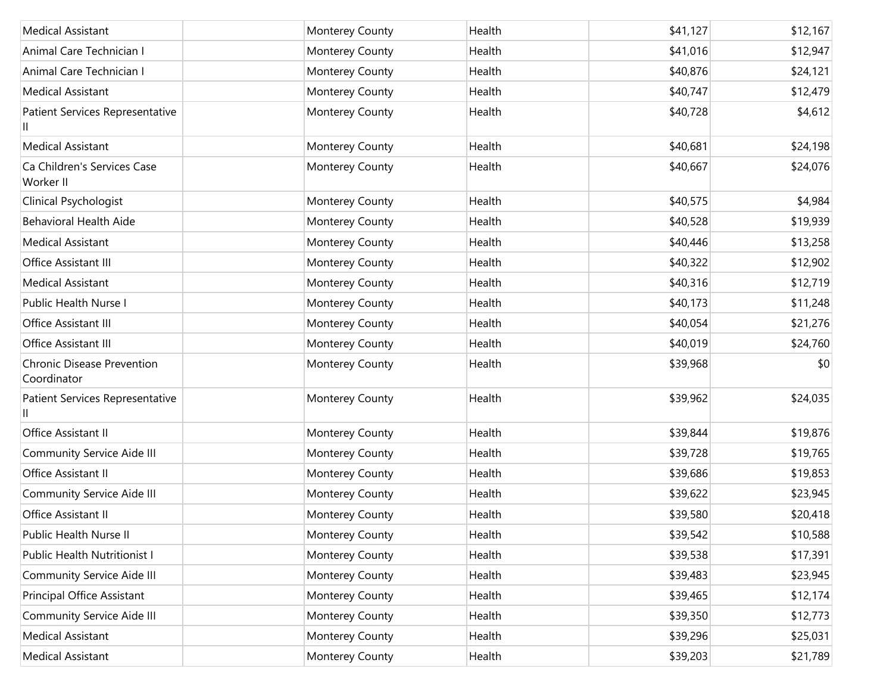| | | | | | |
|---|---|---|---|---|---|
| Medical Assistant | | Monterey County | Health | $41,127 | $12,167 |
| Animal Care Technician I | | Monterey County | Health | $41,016 | $12,947 |
| Animal Care Technician I | | Monterey County | Health | $40,876 | $24,121 |
| Medical Assistant | | Monterey County | Health | $40,747 | $12,479 |
| Patient Services Representative II | | Monterey County | Health | $40,728 | $4,612 |
| Medical Assistant | | Monterey County | Health | $40,681 | $24,198 |
| Ca Children's Services Case Worker II | | Monterey County | Health | $40,667 | $24,076 |
| Clinical Psychologist | | Monterey County | Health | $40,575 | $4,984 |
| Behavioral Health Aide | | Monterey County | Health | $40,528 | $19,939 |
| Medical Assistant | | Monterey County | Health | $40,446 | $13,258 |
| Office Assistant III | | Monterey County | Health | $40,322 | $12,902 |
| Medical Assistant | | Monterey County | Health | $40,316 | $12,719 |
| Public Health Nurse I | | Monterey County | Health | $40,173 | $11,248 |
| Office Assistant III | | Monterey County | Health | $40,054 | $21,276 |
| Office Assistant III | | Monterey County | Health | $40,019 | $24,760 |
| Chronic Disease Prevention Coordinator | | Monterey County | Health | $39,968 | $0 |
| Patient Services Representative II | | Monterey County | Health | $39,962 | $24,035 |
| Office Assistant II | | Monterey County | Health | $39,844 | $19,876 |
| Community Service Aide III | | Monterey County | Health | $39,728 | $19,765 |
| Office Assistant II | | Monterey County | Health | $39,686 | $19,853 |
| Community Service Aide III | | Monterey County | Health | $39,622 | $23,945 |
| Office Assistant II | | Monterey County | Health | $39,580 | $20,418 |
| Public Health Nurse II | | Monterey County | Health | $39,542 | $10,588 |
| Public Health Nutritionist I | | Monterey County | Health | $39,538 | $17,391 |
| Community Service Aide III | | Monterey County | Health | $39,483 | $23,945 |
| Principal Office Assistant | | Monterey County | Health | $39,465 | $12,174 |
| Community Service Aide III | | Monterey County | Health | $39,350 | $12,773 |
| Medical Assistant | | Monterey County | Health | $39,296 | $25,031 |
| Medical Assistant | | Monterey County | Health | $39,203 | $21,789 |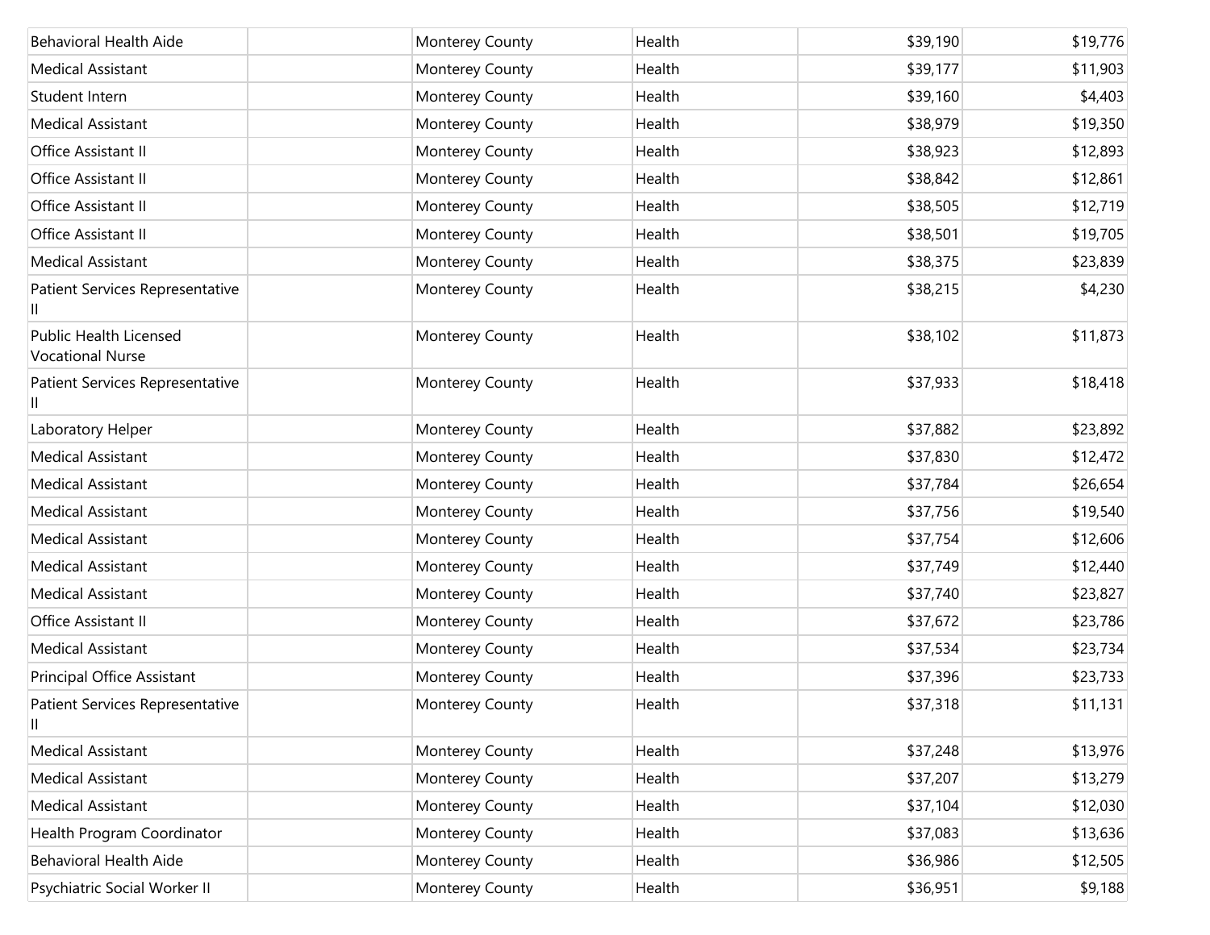| | | | | | |
|---|---|---|---|---|---|
| Behavioral Health Aide | | Monterey County | Health | $39,190 | $19,776 |
| Medical Assistant | | Monterey County | Health | $39,177 | $11,903 |
| Student Intern | | Monterey County | Health | $39,160 | $4,403 |
| Medical Assistant | | Monterey County | Health | $38,979 | $19,350 |
| Office Assistant II | | Monterey County | Health | $38,923 | $12,893 |
| Office Assistant II | | Monterey County | Health | $38,842 | $12,861 |
| Office Assistant II | | Monterey County | Health | $38,505 | $12,719 |
| Office Assistant II | | Monterey County | Health | $38,501 | $19,705 |
| Medical Assistant | | Monterey County | Health | $38,375 | $23,839 |
| Patient Services Representative II | | Monterey County | Health | $38,215 | $4,230 |
| Public Health Licensed Vocational Nurse | | Monterey County | Health | $38,102 | $11,873 |
| Patient Services Representative II | | Monterey County | Health | $37,933 | $18,418 |
| Laboratory Helper | | Monterey County | Health | $37,882 | $23,892 |
| Medical Assistant | | Monterey County | Health | $37,830 | $12,472 |
| Medical Assistant | | Monterey County | Health | $37,784 | $26,654 |
| Medical Assistant | | Monterey County | Health | $37,756 | $19,540 |
| Medical Assistant | | Monterey County | Health | $37,754 | $12,606 |
| Medical Assistant | | Monterey County | Health | $37,749 | $12,440 |
| Medical Assistant | | Monterey County | Health | $37,740 | $23,827 |
| Office Assistant II | | Monterey County | Health | $37,672 | $23,786 |
| Medical Assistant | | Monterey County | Health | $37,534 | $23,734 |
| Principal Office Assistant | | Monterey County | Health | $37,396 | $23,733 |
| Patient Services Representative II | | Monterey County | Health | $37,318 | $11,131 |
| Medical Assistant | | Monterey County | Health | $37,248 | $13,976 |
| Medical Assistant | | Monterey County | Health | $37,207 | $13,279 |
| Medical Assistant | | Monterey County | Health | $37,104 | $12,030 |
| Health Program Coordinator | | Monterey County | Health | $37,083 | $13,636 |
| Behavioral Health Aide | | Monterey County | Health | $36,986 | $12,505 |
| Psychiatric Social Worker II | | Monterey County | Health | $36,951 | $9,188 |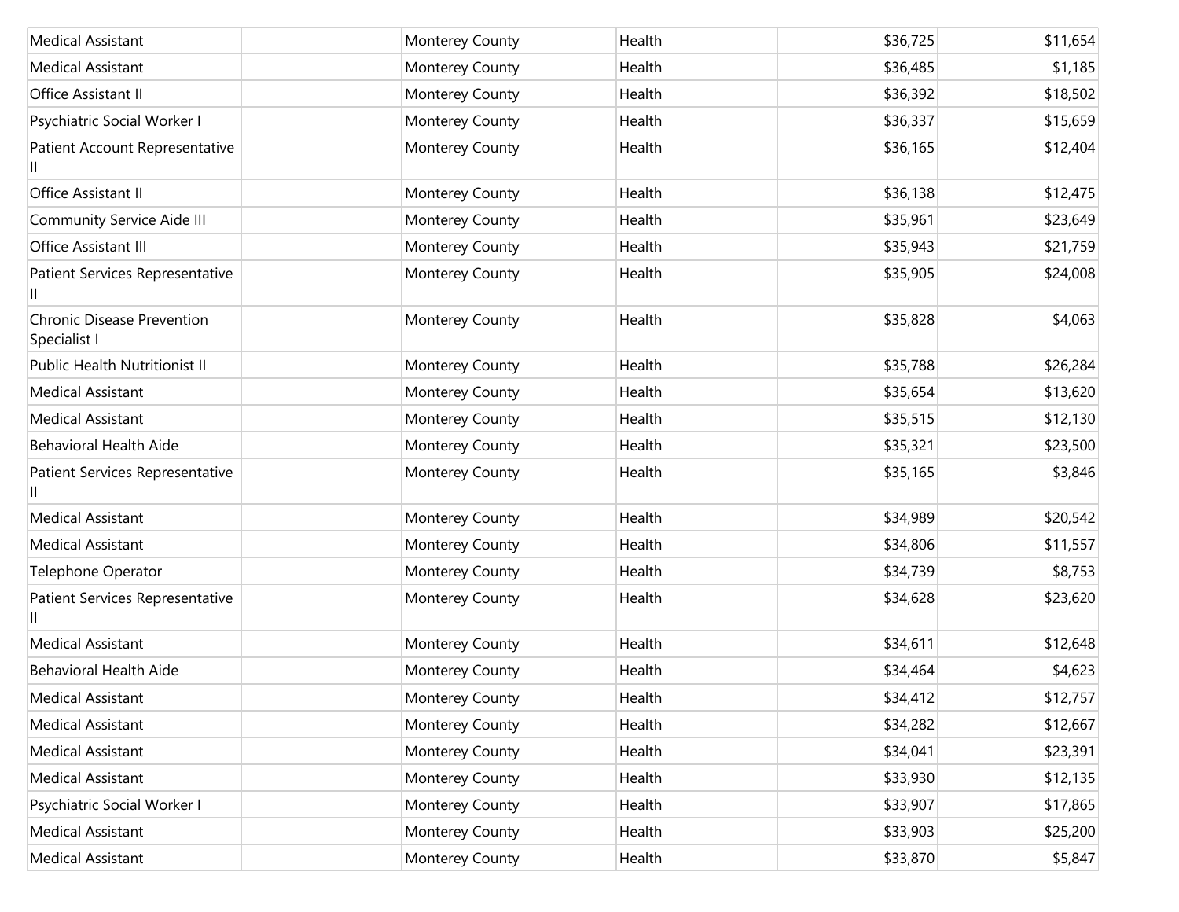| | | | | | |
|---|---|---|---|---|---|
| Medical Assistant | | Monterey County | Health | $36,725 | $11,654 |
| Medical Assistant | | Monterey County | Health | $36,485 | $1,185 |
| Office Assistant II | | Monterey County | Health | $36,392 | $18,502 |
| Psychiatric Social Worker I | | Monterey County | Health | $36,337 | $15,659 |
| Patient Account Representative II | | Monterey County | Health | $36,165 | $12,404 |
| Office Assistant II | | Monterey County | Health | $36,138 | $12,475 |
| Community Service Aide III | | Monterey County | Health | $35,961 | $23,649 |
| Office Assistant III | | Monterey County | Health | $35,943 | $21,759 |
| Patient Services Representative II | | Monterey County | Health | $35,905 | $24,008 |
| Chronic Disease Prevention Specialist I | | Monterey County | Health | $35,828 | $4,063 |
| Public Health Nutritionist II | | Monterey County | Health | $35,788 | $26,284 |
| Medical Assistant | | Monterey County | Health | $35,654 | $13,620 |
| Medical Assistant | | Monterey County | Health | $35,515 | $12,130 |
| Behavioral Health Aide | | Monterey County | Health | $35,321 | $23,500 |
| Patient Services Representative II | | Monterey County | Health | $35,165 | $3,846 |
| Medical Assistant | | Monterey County | Health | $34,989 | $20,542 |
| Medical Assistant | | Monterey County | Health | $34,806 | $11,557 |
| Telephone Operator | | Monterey County | Health | $34,739 | $8,753 |
| Patient Services Representative II | | Monterey County | Health | $34,628 | $23,620 |
| Medical Assistant | | Monterey County | Health | $34,611 | $12,648 |
| Behavioral Health Aide | | Monterey County | Health | $34,464 | $4,623 |
| Medical Assistant | | Monterey County | Health | $34,412 | $12,757 |
| Medical Assistant | | Monterey County | Health | $34,282 | $12,667 |
| Medical Assistant | | Monterey County | Health | $34,041 | $23,391 |
| Medical Assistant | | Monterey County | Health | $33,930 | $12,135 |
| Psychiatric Social Worker I | | Monterey County | Health | $33,907 | $17,865 |
| Medical Assistant | | Monterey County | Health | $33,903 | $25,200 |
| Medical Assistant | | Monterey County | Health | $33,870 | $5,847 |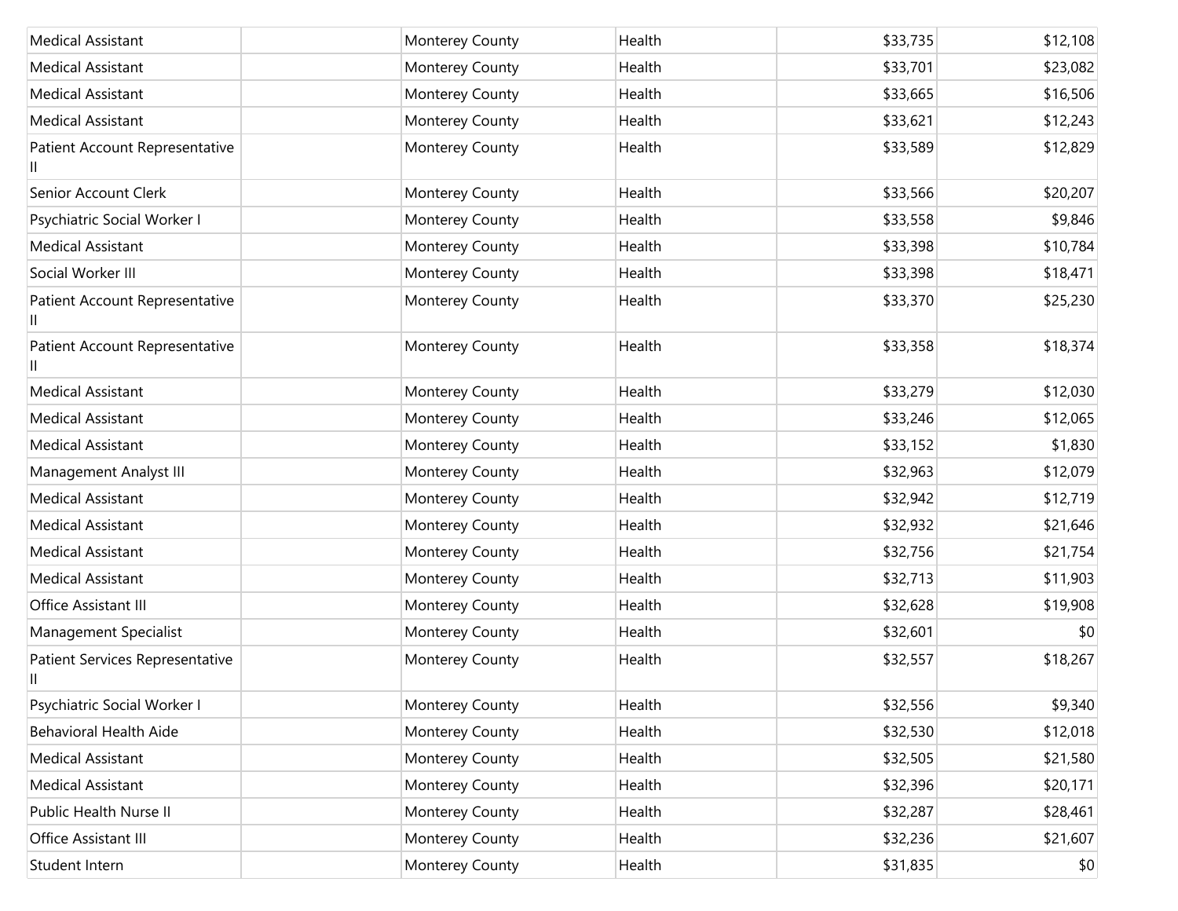| Medical Assistant | | Monterey County | Health | $33,735 | $12,108 |
|---|---|---|---|---|---|
| Medical Assistant | | Monterey County | Health | $33,701 | $23,082 |
| Medical Assistant | | Monterey County | Health | $33,665 | $16,506 |
| Medical Assistant | | Monterey County | Health | $33,621 | $12,243 |
| Patient Account Representative II | | Monterey County | Health | $33,589 | $12,829 |
| Senior Account Clerk | | Monterey County | Health | $33,566 | $20,207 |
| Psychiatric Social Worker I | | Monterey County | Health | $33,558 | $9,846 |
| Medical Assistant | | Monterey County | Health | $33,398 | $10,784 |
| Social Worker III | | Monterey County | Health | $33,398 | $18,471 |
| Patient Account Representative II | | Monterey County | Health | $33,370 | $25,230 |
| Patient Account Representative II | | Monterey County | Health | $33,358 | $18,374 |
| Medical Assistant | | Monterey County | Health | $33,279 | $12,030 |
| Medical Assistant | | Monterey County | Health | $33,246 | $12,065 |
| Medical Assistant | | Monterey County | Health | $33,152 | $1,830 |
| Management Analyst III | | Monterey County | Health | $32,963 | $12,079 |
| Medical Assistant | | Monterey County | Health | $32,942 | $12,719 |
| Medical Assistant | | Monterey County | Health | $32,932 | $21,646 |
| Medical Assistant | | Monterey County | Health | $32,756 | $21,754 |
| Medical Assistant | | Monterey County | Health | $32,713 | $11,903 |
| Office Assistant III | | Monterey County | Health | $32,628 | $19,908 |
| Management Specialist | | Monterey County | Health | $32,601 | $0 |
| Patient Services Representative II | | Monterey County | Health | $32,557 | $18,267 |
| Psychiatric Social Worker I | | Monterey County | Health | $32,556 | $9,340 |
| Behavioral Health Aide | | Monterey County | Health | $32,530 | $12,018 |
| Medical Assistant | | Monterey County | Health | $32,505 | $21,580 |
| Medical Assistant | | Monterey County | Health | $32,396 | $20,171 |
| Public Health Nurse II | | Monterey County | Health | $32,287 | $28,461 |
| Office Assistant III | | Monterey County | Health | $32,236 | $21,607 |
| Student Intern | | Monterey County | Health | $31,835 | $0 |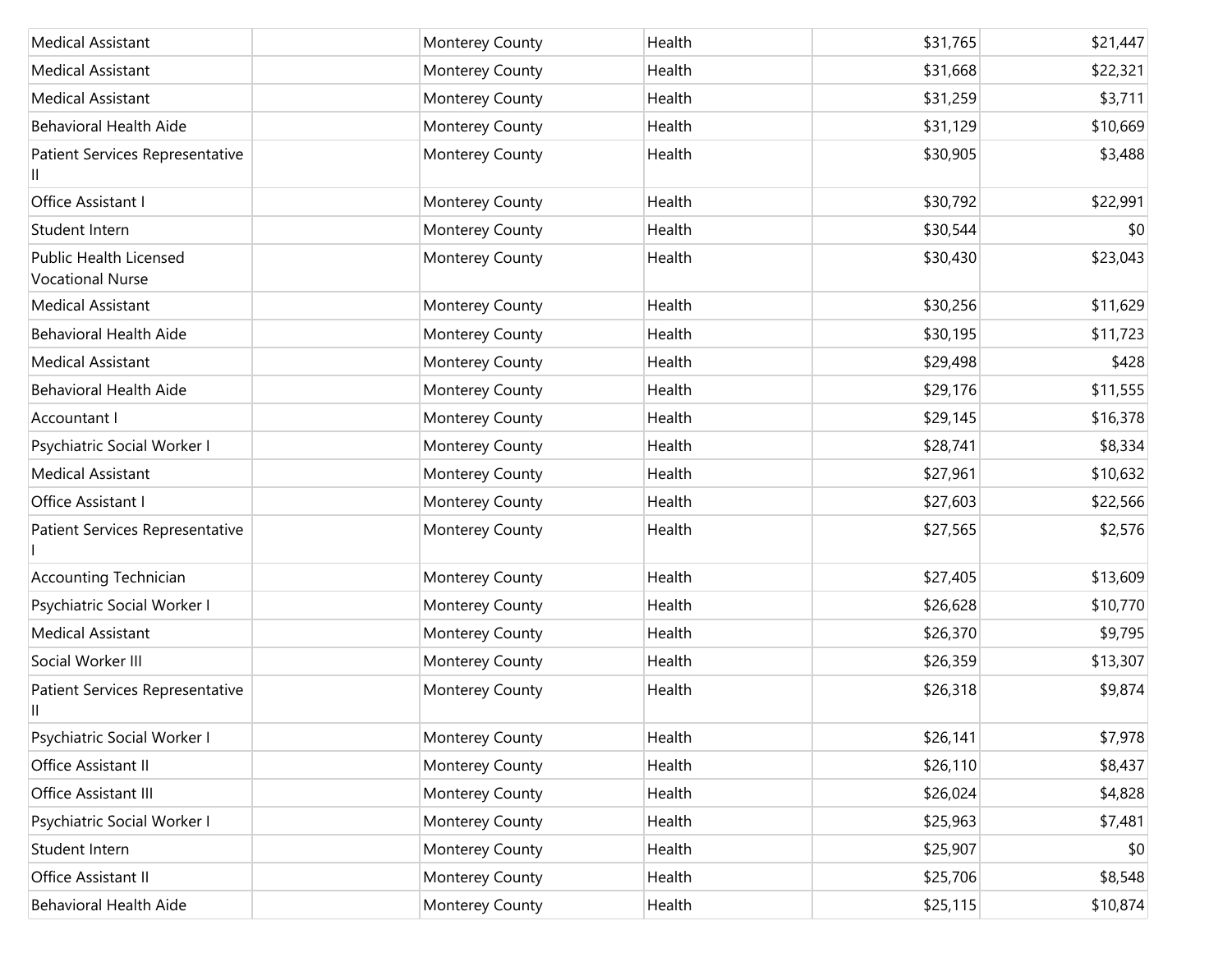| | | | | | |
|---|---|---|---|---|---|
| Medical Assistant | | Monterey County | Health | $31,765 | $21,447 |
| Medical Assistant | | Monterey County | Health | $31,668 | $22,321 |
| Medical Assistant | | Monterey County | Health | $31,259 | $3,711 |
| Behavioral Health Aide | | Monterey County | Health | $31,129 | $10,669 |
| Patient Services Representative II | | Monterey County | Health | $30,905 | $3,488 |
| Office Assistant I | | Monterey County | Health | $30,792 | $22,991 |
| Student Intern | | Monterey County | Health | $30,544 | $0 |
| Public Health Licensed Vocational Nurse | | Monterey County | Health | $30,430 | $23,043 |
| Medical Assistant | | Monterey County | Health | $30,256 | $11,629 |
| Behavioral Health Aide | | Monterey County | Health | $30,195 | $11,723 |
| Medical Assistant | | Monterey County | Health | $29,498 | $428 |
| Behavioral Health Aide | | Monterey County | Health | $29,176 | $11,555 |
| Accountant I | | Monterey County | Health | $29,145 | $16,378 |
| Psychiatric Social Worker I | | Monterey County | Health | $28,741 | $8,334 |
| Medical Assistant | | Monterey County | Health | $27,961 | $10,632 |
| Office Assistant I | | Monterey County | Health | $27,603 | $22,566 |
| Patient Services Representative I | | Monterey County | Health | $27,565 | $2,576 |
| Accounting Technician | | Monterey County | Health | $27,405 | $13,609 |
| Psychiatric Social Worker I | | Monterey County | Health | $26,628 | $10,770 |
| Medical Assistant | | Monterey County | Health | $26,370 | $9,795 |
| Social Worker III | | Monterey County | Health | $26,359 | $13,307 |
| Patient Services Representative II | | Monterey County | Health | $26,318 | $9,874 |
| Psychiatric Social Worker I | | Monterey County | Health | $26,141 | $7,978 |
| Office Assistant II | | Monterey County | Health | $26,110 | $8,437 |
| Office Assistant III | | Monterey County | Health | $26,024 | $4,828 |
| Psychiatric Social Worker I | | Monterey County | Health | $25,963 | $7,481 |
| Student Intern | | Monterey County | Health | $25,907 | $0 |
| Office Assistant II | | Monterey County | Health | $25,706 | $8,548 |
| Behavioral Health Aide | | Monterey County | Health | $25,115 | $10,874 |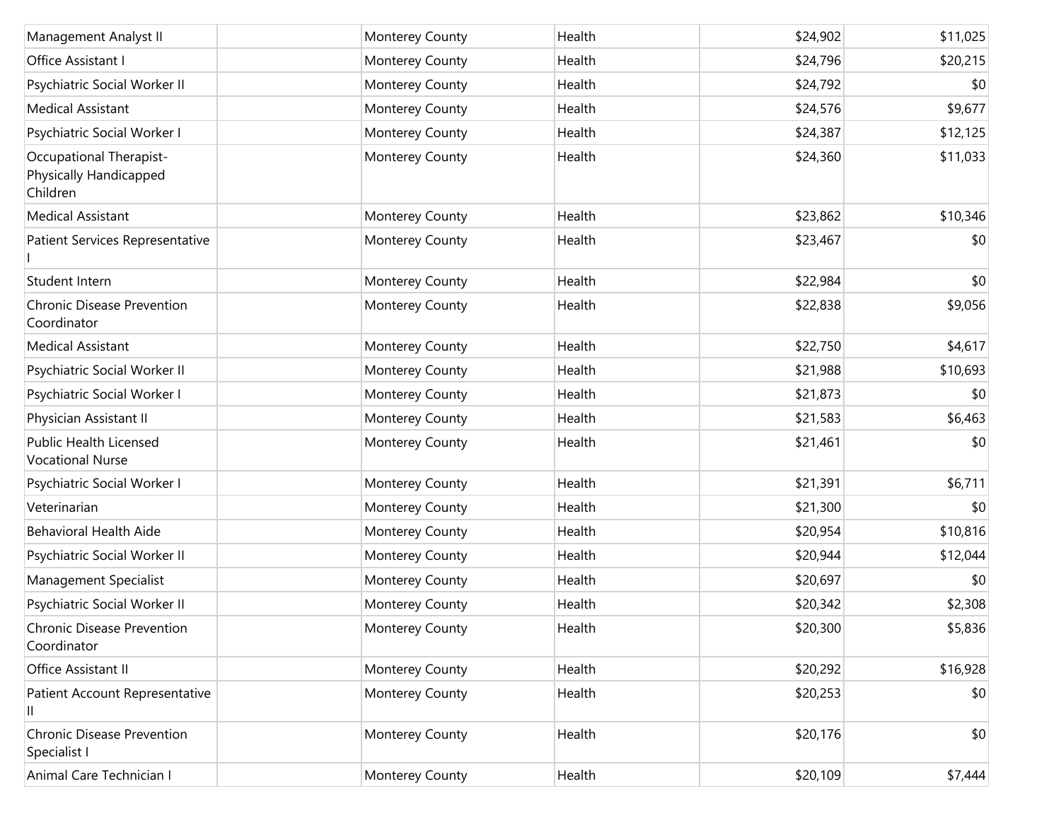| | | | | | |
|---|---|---|---|---|---|
| Management Analyst II | | Monterey County | Health | $24,902 | $11,025 |
| Office Assistant I | | Monterey County | Health | $24,796 | $20,215 |
| Psychiatric Social Worker II | | Monterey County | Health | $24,792 | $0 |
| Medical Assistant | | Monterey County | Health | $24,576 | $9,677 |
| Psychiatric Social Worker I | | Monterey County | Health | $24,387 | $12,125 |
| Occupational Therapist-Physically Handicapped Children | | Monterey County | Health | $24,360 | $11,033 |
| Medical Assistant | | Monterey County | Health | $23,862 | $10,346 |
| Patient Services Representative I | | Monterey County | Health | $23,467 | $0 |
| Student Intern | | Monterey County | Health | $22,984 | $0 |
| Chronic Disease Prevention Coordinator | | Monterey County | Health | $22,838 | $9,056 |
| Medical Assistant | | Monterey County | Health | $22,750 | $4,617 |
| Psychiatric Social Worker II | | Monterey County | Health | $21,988 | $10,693 |
| Psychiatric Social Worker I | | Monterey County | Health | $21,873 | $0 |
| Physician Assistant II | | Monterey County | Health | $21,583 | $6,463 |
| Public Health Licensed Vocational Nurse | | Monterey County | Health | $21,461 | $0 |
| Psychiatric Social Worker I | | Monterey County | Health | $21,391 | $6,711 |
| Veterinarian | | Monterey County | Health | $21,300 | $0 |
| Behavioral Health Aide | | Monterey County | Health | $20,954 | $10,816 |
| Psychiatric Social Worker II | | Monterey County | Health | $20,944 | $12,044 |
| Management Specialist | | Monterey County | Health | $20,697 | $0 |
| Psychiatric Social Worker II | | Monterey County | Health | $20,342 | $2,308 |
| Chronic Disease Prevention Coordinator | | Monterey County | Health | $20,300 | $5,836 |
| Office Assistant II | | Monterey County | Health | $20,292 | $16,928 |
| Patient Account Representative II | | Monterey County | Health | $20,253 | $0 |
| Chronic Disease Prevention Specialist I | | Monterey County | Health | $20,176 | $0 |
| Animal Care Technician I | | Monterey County | Health | $20,109 | $7,444 |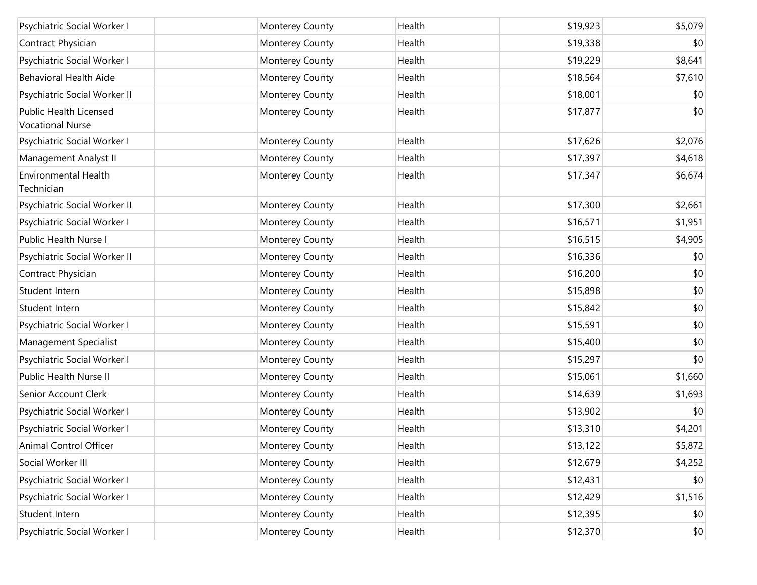| | | | | | |
|---|---|---|---|---|---|
| Psychiatric Social Worker I | | Monterey County | Health | $19,923 | $5,079 |
| Contract Physician | | Monterey County | Health | $19,338 | $0 |
| Psychiatric Social Worker I | | Monterey County | Health | $19,229 | $8,641 |
| Behavioral Health Aide | | Monterey County | Health | $18,564 | $7,610 |
| Psychiatric Social Worker II | | Monterey County | Health | $18,001 | $0 |
| Public Health Licensed Vocational Nurse | | Monterey County | Health | $17,877 | $0 |
| Psychiatric Social Worker I | | Monterey County | Health | $17,626 | $2,076 |
| Management Analyst II | | Monterey County | Health | $17,397 | $4,618 |
| Environmental Health Technician | | Monterey County | Health | $17,347 | $6,674 |
| Psychiatric Social Worker II | | Monterey County | Health | $17,300 | $2,661 |
| Psychiatric Social Worker I | | Monterey County | Health | $16,571 | $1,951 |
| Public Health Nurse I | | Monterey County | Health | $16,515 | $4,905 |
| Psychiatric Social Worker II | | Monterey County | Health | $16,336 | $0 |
| Contract Physician | | Monterey County | Health | $16,200 | $0 |
| Student Intern | | Monterey County | Health | $15,898 | $0 |
| Student Intern | | Monterey County | Health | $15,842 | $0 |
| Psychiatric Social Worker I | | Monterey County | Health | $15,591 | $0 |
| Management Specialist | | Monterey County | Health | $15,400 | $0 |
| Psychiatric Social Worker I | | Monterey County | Health | $15,297 | $0 |
| Public Health Nurse II | | Monterey County | Health | $15,061 | $1,660 |
| Senior Account Clerk | | Monterey County | Health | $14,639 | $1,693 |
| Psychiatric Social Worker I | | Monterey County | Health | $13,902 | $0 |
| Psychiatric Social Worker I | | Monterey County | Health | $13,310 | $4,201 |
| Animal Control Officer | | Monterey County | Health | $13,122 | $5,872 |
| Social Worker III | | Monterey County | Health | $12,679 | $4,252 |
| Psychiatric Social Worker I | | Monterey County | Health | $12,431 | $0 |
| Psychiatric Social Worker I | | Monterey County | Health | $12,429 | $1,516 |
| Student Intern | | Monterey County | Health | $12,395 | $0 |
| Psychiatric Social Worker I | | Monterey County | Health | $12,370 | $0 |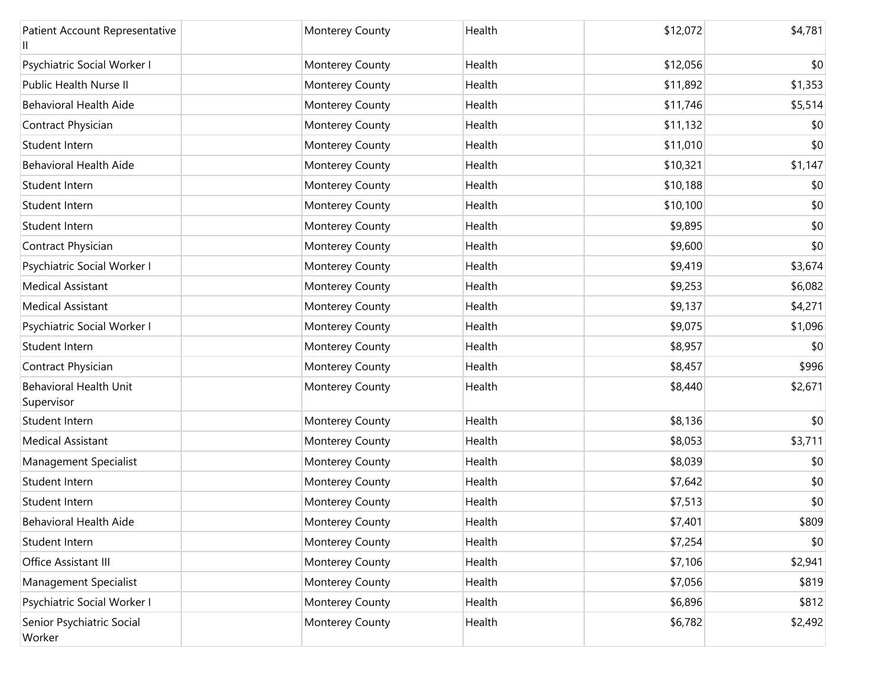| | | | | | |
|---|---|---|---|---|---|
| Patient Account Representative II | | Monterey County | Health | $12,072 | $4,781 |
| Psychiatric Social Worker I | | Monterey County | Health | $12,056 | $0 |
| Public Health Nurse II | | Monterey County | Health | $11,892 | $1,353 |
| Behavioral Health Aide | | Monterey County | Health | $11,746 | $5,514 |
| Contract Physician | | Monterey County | Health | $11,132 | $0 |
| Student Intern | | Monterey County | Health | $11,010 | $0 |
| Behavioral Health Aide | | Monterey County | Health | $10,321 | $1,147 |
| Student Intern | | Monterey County | Health | $10,188 | $0 |
| Student Intern | | Monterey County | Health | $10,100 | $0 |
| Student Intern | | Monterey County | Health | $9,895 | $0 |
| Contract Physician | | Monterey County | Health | $9,600 | $0 |
| Psychiatric Social Worker I | | Monterey County | Health | $9,419 | $3,674 |
| Medical Assistant | | Monterey County | Health | $9,253 | $6,082 |
| Medical Assistant | | Monterey County | Health | $9,137 | $4,271 |
| Psychiatric Social Worker I | | Monterey County | Health | $9,075 | $1,096 |
| Student Intern | | Monterey County | Health | $8,957 | $0 |
| Contract Physician | | Monterey County | Health | $8,457 | $996 |
| Behavioral Health Unit Supervisor | | Monterey County | Health | $8,440 | $2,671 |
| Student Intern | | Monterey County | Health | $8,136 | $0 |
| Medical Assistant | | Monterey County | Health | $8,053 | $3,711 |
| Management Specialist | | Monterey County | Health | $8,039 | $0 |
| Student Intern | | Monterey County | Health | $7,642 | $0 |
| Student Intern | | Monterey County | Health | $7,513 | $0 |
| Behavioral Health Aide | | Monterey County | Health | $7,401 | $809 |
| Student Intern | | Monterey County | Health | $7,254 | $0 |
| Office Assistant III | | Monterey County | Health | $7,106 | $2,941 |
| Management Specialist | | Monterey County | Health | $7,056 | $819 |
| Psychiatric Social Worker I | | Monterey County | Health | $6,896 | $812 |
| Senior Psychiatric Social Worker | | Monterey County | Health | $6,782 | $2,492 |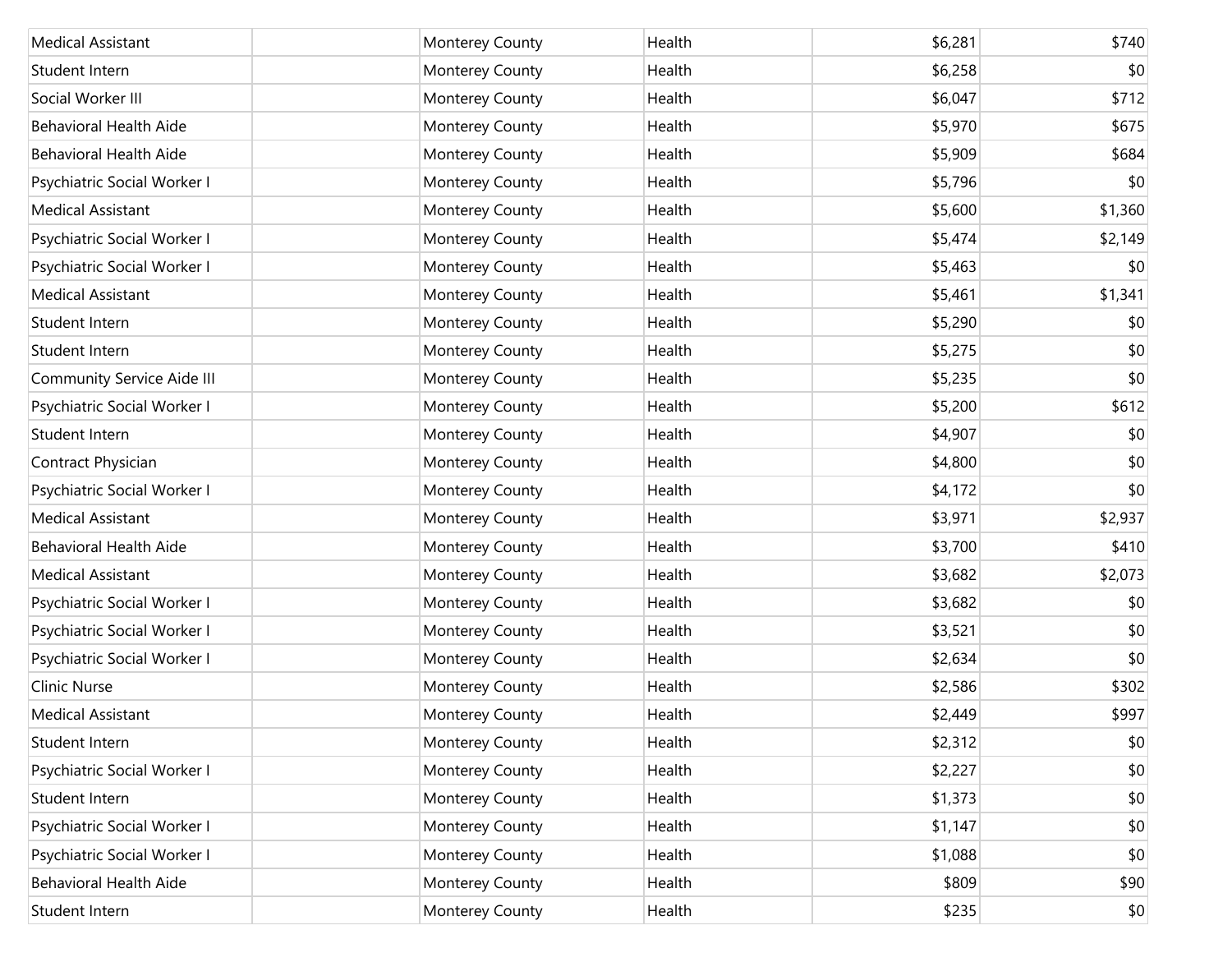| | | | | | |
|---|---|---|---|---|---|
| Medical Assistant | | Monterey County | Health | $6,281 | $740 |
| Student Intern | | Monterey County | Health | $6,258 | $0 |
| Social Worker III | | Monterey County | Health | $6,047 | $712 |
| Behavioral Health Aide | | Monterey County | Health | $5,970 | $675 |
| Behavioral Health Aide | | Monterey County | Health | $5,909 | $684 |
| Psychiatric Social Worker I | | Monterey County | Health | $5,796 | $0 |
| Medical Assistant | | Monterey County | Health | $5,600 | $1,360 |
| Psychiatric Social Worker I | | Monterey County | Health | $5,474 | $2,149 |
| Psychiatric Social Worker I | | Monterey County | Health | $5,463 | $0 |
| Medical Assistant | | Monterey County | Health | $5,461 | $1,341 |
| Student Intern | | Monterey County | Health | $5,290 | $0 |
| Student Intern | | Monterey County | Health | $5,275 | $0 |
| Community Service Aide III | | Monterey County | Health | $5,235 | $0 |
| Psychiatric Social Worker I | | Monterey County | Health | $5,200 | $612 |
| Student Intern | | Monterey County | Health | $4,907 | $0 |
| Contract Physician | | Monterey County | Health | $4,800 | $0 |
| Psychiatric Social Worker I | | Monterey County | Health | $4,172 | $0 |
| Medical Assistant | | Monterey County | Health | $3,971 | $2,937 |
| Behavioral Health Aide | | Monterey County | Health | $3,700 | $410 |
| Medical Assistant | | Monterey County | Health | $3,682 | $2,073 |
| Psychiatric Social Worker I | | Monterey County | Health | $3,682 | $0 |
| Psychiatric Social Worker I | | Monterey County | Health | $3,521 | $0 |
| Psychiatric Social Worker I | | Monterey County | Health | $2,634 | $0 |
| Clinic Nurse | | Monterey County | Health | $2,586 | $302 |
| Medical Assistant | | Monterey County | Health | $2,449 | $997 |
| Student Intern | | Monterey County | Health | $2,312 | $0 |
| Psychiatric Social Worker I | | Monterey County | Health | $2,227 | $0 |
| Student Intern | | Monterey County | Health | $1,373 | $0 |
| Psychiatric Social Worker I | | Monterey County | Health | $1,147 | $0 |
| Psychiatric Social Worker I | | Monterey County | Health | $1,088 | $0 |
| Behavioral Health Aide | | Monterey County | Health | $809 | $90 |
| Student Intern | | Monterey County | Health | $235 | $0 |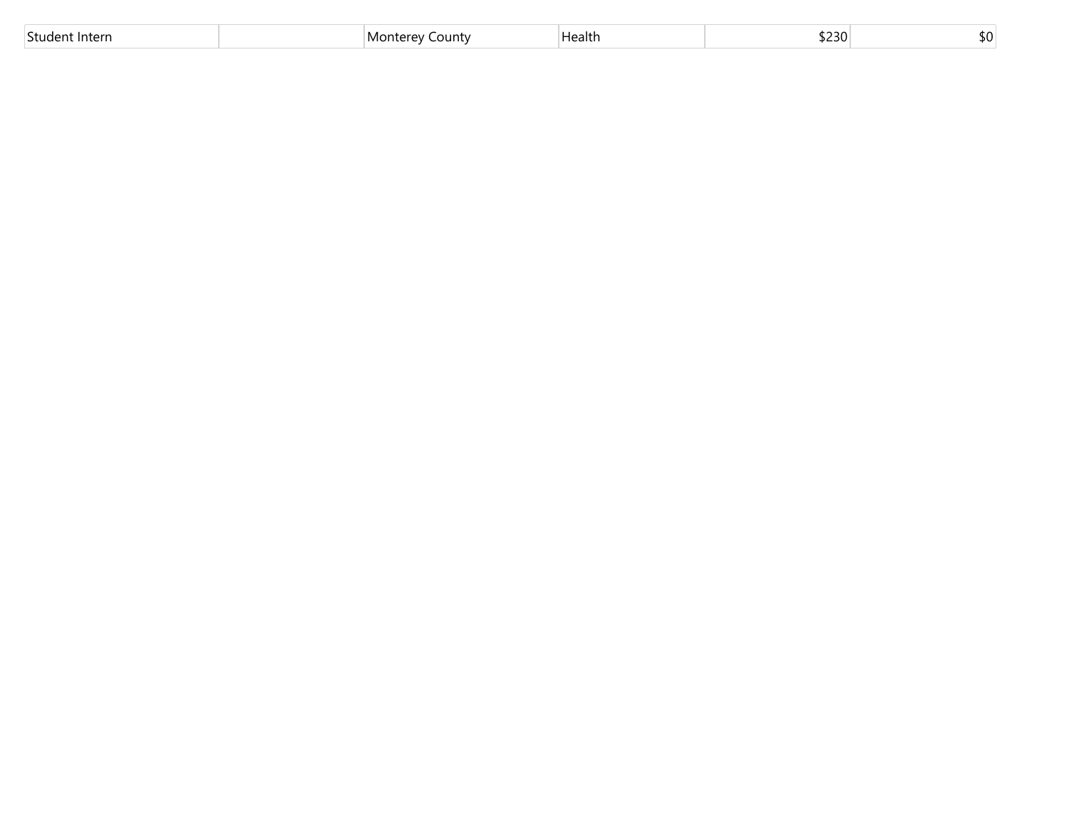| | | | | | |
|---|---|---|---|---|---|
| Student Intern | | Monterey County | Health | $230 | $0 |